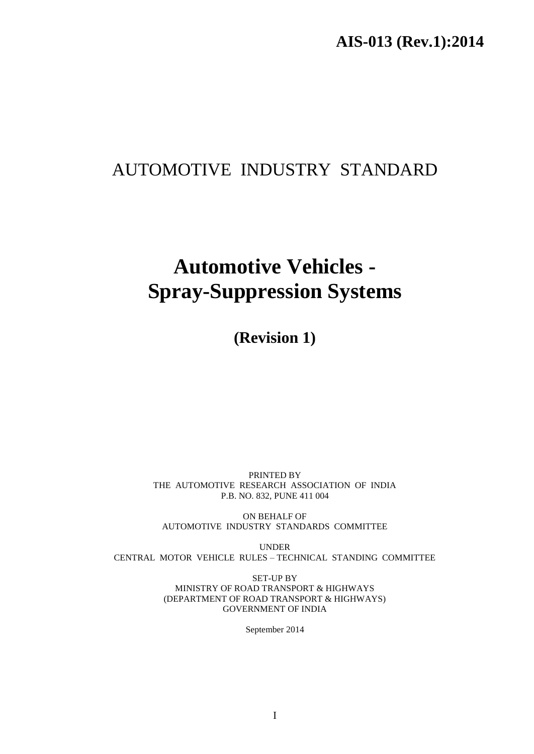**AIS-013 (Rev.1):2014**

# AUTOMOTIVE INDUSTRY STANDARD

# Automotive Vehicles - Spray-Suppression Systems

## (Revision 1)

PRINTED BY
THE AUTOMOTIVE RESEARCH ASSOCIATION OF INDIA
P.B. NO. 832, PUNE 411 004

ON BEHALF OF
AUTOMOTIVE INDUSTRY STANDARDS COMMITTEE

UNDER
CENTRAL MOTOR VEHICLE RULES – TECHNICAL STANDING COMMITTEE

SET-UP BY
MINISTRY OF ROAD TRANSPORT & HIGHWAYS
(DEPARTMENT OF ROAD TRANSPORT & HIGHWAYS)
GOVERNMENT OF INDIA

September 2014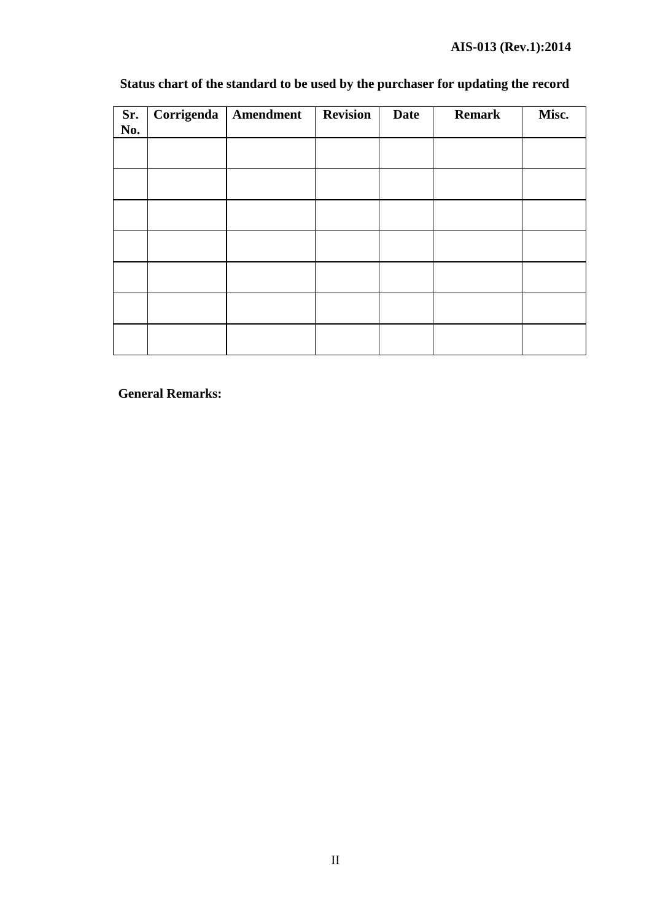**Status chart of the standard to be used by the purchaser for updating the record**

| Sr. No. | Corrigenda | Amendment | Revision | Date | Remark | Misc. |
|---|---|---|---|---|---|---|
| | | | | | | |
| | | | | | | |
| | | | | | | |
| | | | | | | |
| | | | | | | |
| | | | | | | |
| | | | | | | |

**General Remarks:**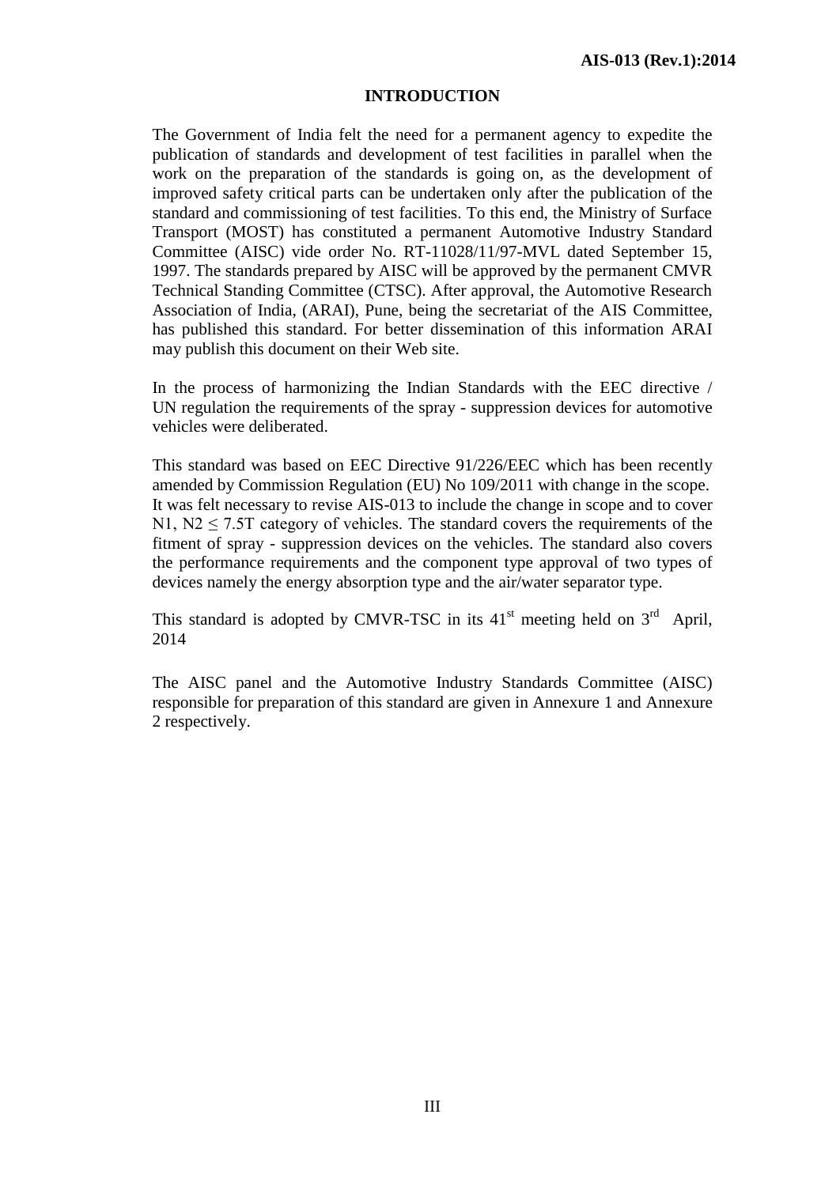# INTRODUCTION

The Government of India felt the need for a permanent agency to expedite the publication of standards and development of test facilities in parallel when the work on the preparation of the standards is going on, as the development of improved safety critical parts can be undertaken only after the publication of the standard and commissioning of test facilities. To this end, the Ministry of Surface Transport (MOST) has constituted a permanent Automotive Industry Standard Committee (AISC) vide order No. RT-11028/11/97-MVL dated September 15, 1997. The standards prepared by AISC will be approved by the permanent CMVR Technical Standing Committee (CTSC). After approval, the Automotive Research Association of India, (ARAI), Pune, being the secretariat of the AIS Committee, has published this standard. For better dissemination of this information ARAI may publish this document on their Web site.

In the process of harmonizing the Indian Standards with the EEC directive / UN regulation the requirements of the spray - suppression devices for automotive vehicles were deliberated.

This standard was based on EEC Directive 91/226/EEC which has been recently amended by Commission Regulation (EU) No 109/2011 with change in the scope. It was felt necessary to revise AIS-013 to include the change in scope and to cover N1, N2 $\leq$ 7.5T category of vehicles. The standard covers the requirements of the fitment of spray - suppression devices on the vehicles. The standard also covers the performance requirements and the component type approval of two types of devices namely the energy absorption type and the air/water separator type.

This standard is adopted by CMVR-TSC in its $41^{st}$ meeting held on $3^{rd}$ April, 2014

The AISC panel and the Automotive Industry Standards Committee (AISC) responsible for preparation of this standard are given in Annexure 1 and Annexure 2 respectively.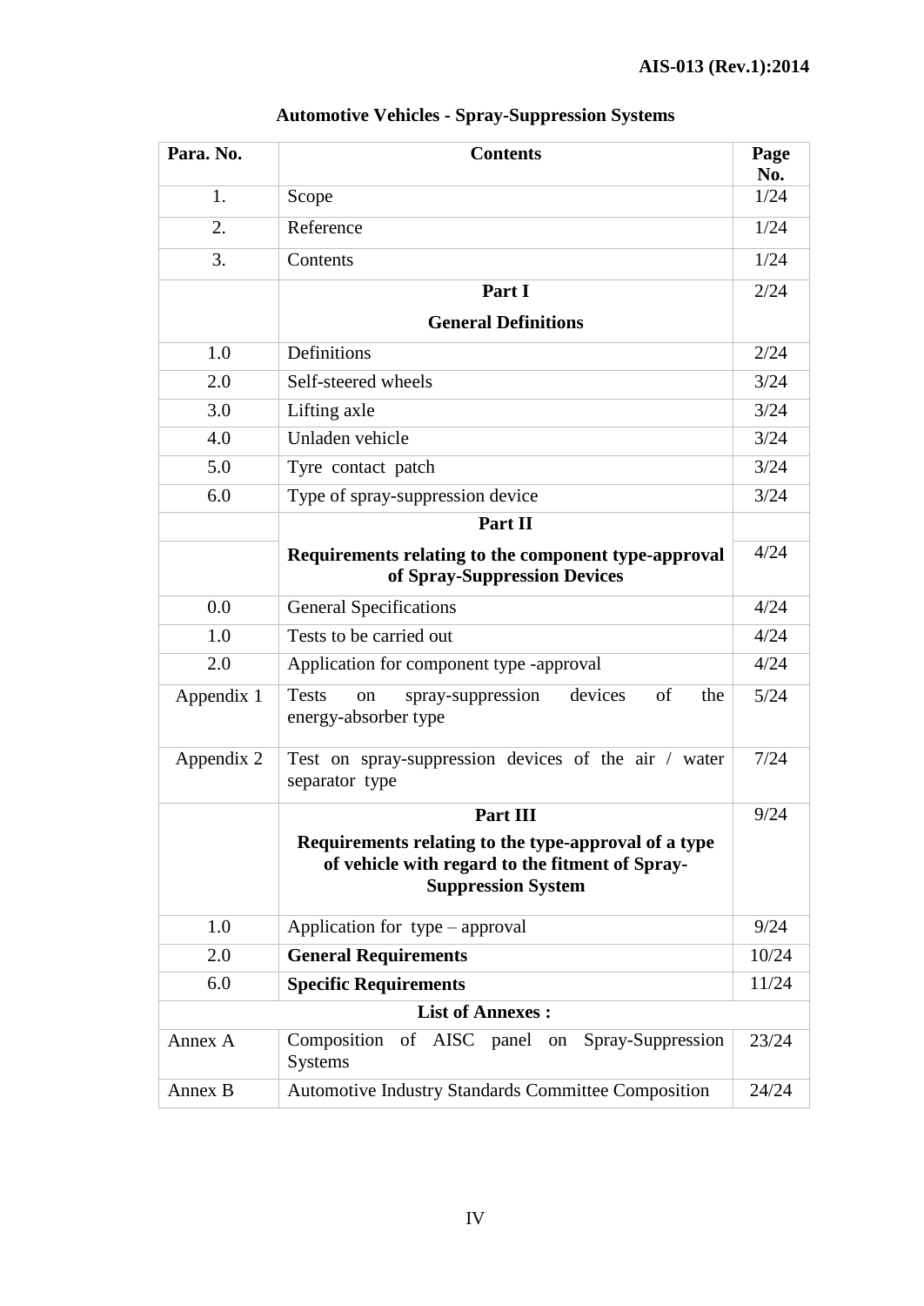# Automotive Vehicles - Spray-Suppression Systems

| Para. No. | Contents | Page No. |
|---|---|---|
| 1. | Scope | 1/24 |
| 2. | Reference | 1/24 |
| 3. | Contents | 1/24 |
| | **Part I**<br>**General Definitions** | 2/24 |
| 1.0 | Definitions | 2/24 |
| 2.0 | Self-steered wheels | 3/24 |
| 3.0 | Lifting axle | 3/24 |
| 4.0 | Unladen vehicle | 3/24 |
| 5.0 | Tyre contact patch | 3/24 |
| 6.0 | Type of spray-suppression device | 3/24 |
| | **Part II** | |
| | **Requirements relating to the component type-approval of Spray-Suppression Devices** | 4/24 |
| 0.0 | General Specifications | 4/24 |
| 1.0 | Tests to be carried out | 4/24 |
| 2.0 | Application for component type -approval | 4/24 |
| Appendix 1 | Tests on spray-suppression devices of the energy-absorber type | 5/24 |
| Appendix 2 | Test on spray-suppression devices of the air / water separator type | 7/24 |
| | **Part III**<br>**Requirements relating to the type-approval of a type of vehicle with regard to the fitment of Spray-Suppression System** | 9/24 |
| 1.0 | Application for type – approval | 9/24 |
| 2.0 | **General Requirements** | 10/24 |
| 6.0 | **Specific Requirements** | 11/24 |
| | **List of Annexes :** | |
| Annex A | Composition of AISC panel on Spray-Suppression Systems | 23/24 |
| Annex B | Automotive Industry Standards Committee Composition | 24/24 |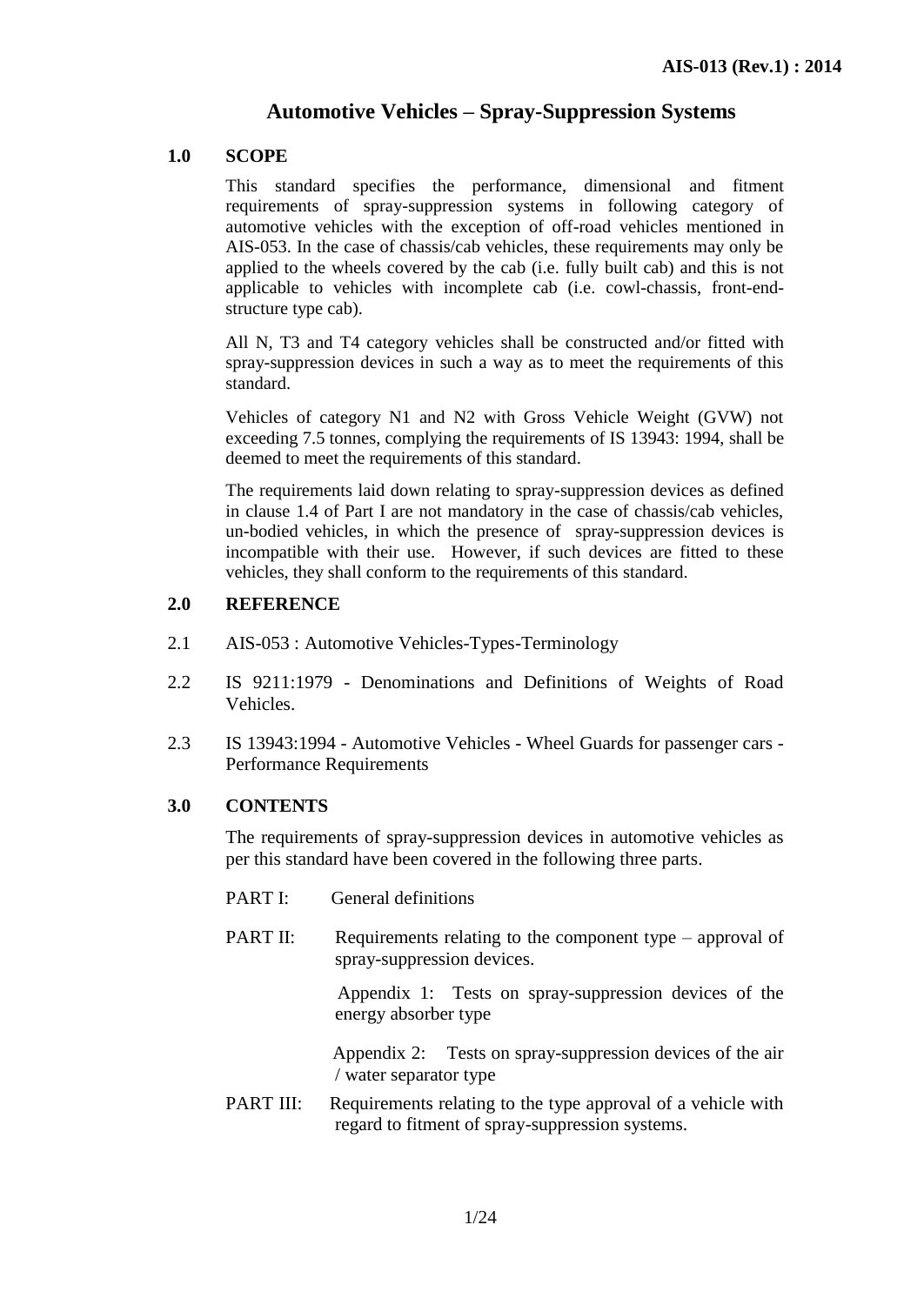# Automotive Vehicles – Spray-Suppression Systems

## 1.0 SCOPE

This standard specifies the performance, dimensional and fitment requirements of spray-suppression systems in following category of automotive vehicles with the exception of off-road vehicles mentioned in AIS-053. In the case of chassis/cab vehicles, these requirements may only be applied to the wheels covered by the cab (i.e. fully built cab) and this is not applicable to vehicles with incomplete cab (i.e. cowl-chassis, front-end-structure type cab).

All N, T3 and T4 category vehicles shall be constructed and/or fitted with spray-suppression devices in such a way as to meet the requirements of this standard.

Vehicles of category N1 and N2 with Gross Vehicle Weight (GVW) not exceeding 7.5 tonnes, complying the requirements of IS 13943: 1994, shall be deemed to meet the requirements of this standard.

The requirements laid down relating to spray-suppression devices as defined in clause 1.4 of Part I are not mandatory in the case of chassis/cab vehicles, un-bodied vehicles, in which the presence of spray-suppression devices is incompatible with their use. However, if such devices are fitted to these vehicles, they shall conform to the requirements of this standard.

## 2.0 REFERENCE

2.1 AIS-053 : Automotive Vehicles-Types-Terminology

2.2 IS 9211:1979 - Denominations and Definitions of Weights of Road Vehicles.

2.3 IS 13943:1994 - Automotive Vehicles - Wheel Guards for passenger cars - Performance Requirements

## 3.0 CONTENTS

The requirements of spray-suppression devices in automotive vehicles as per this standard have been covered in the following three parts.

PART I: General definitions

PART II: Requirements relating to the component type – approval of spray-suppression devices.

Appendix 1: Tests on spray-suppression devices of the energy absorber type

Appendix 2: Tests on spray-suppression devices of the air / water separator type

PART III: Requirements relating to the type approval of a vehicle with regard to fitment of spray-suppression systems.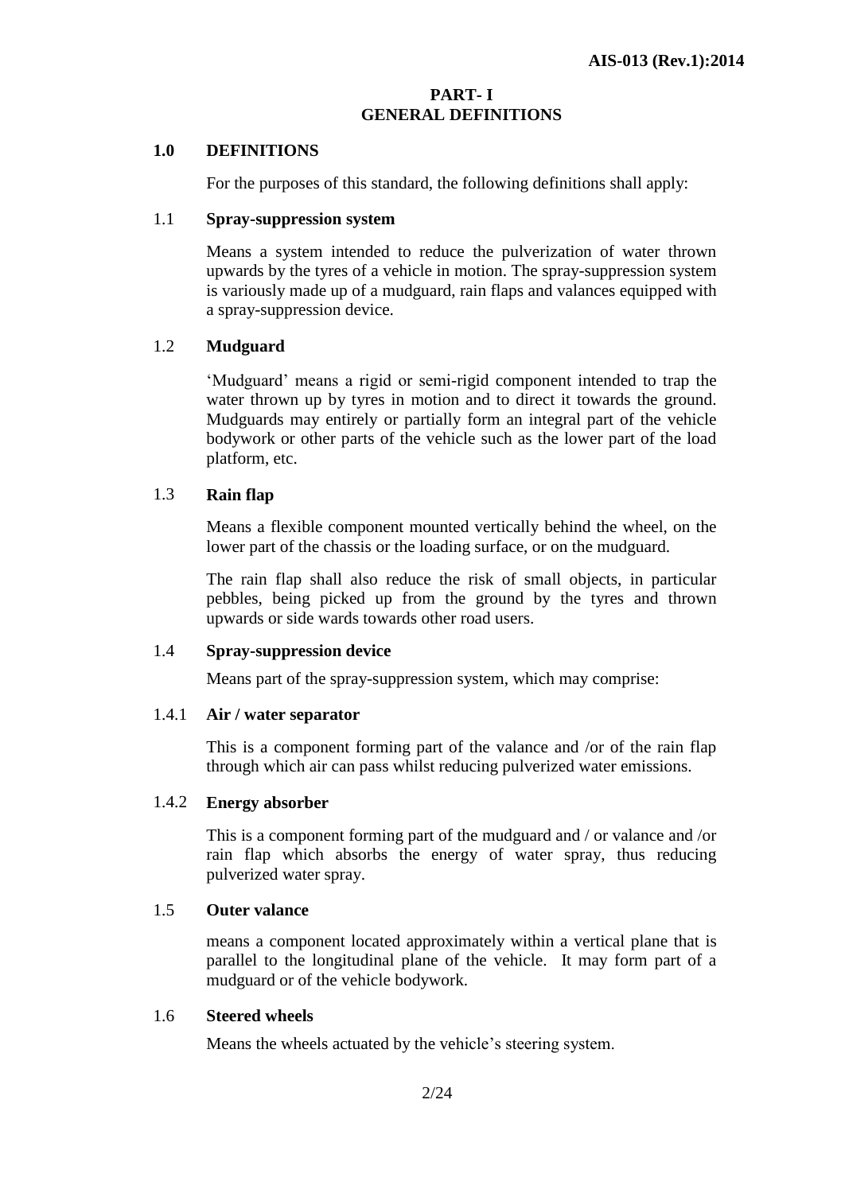# PART- I
# GENERAL DEFINITIONS

## 1.0 DEFINITIONS

For the purposes of this standard, the following definitions shall apply:

### 1.1 Spray-suppression system

Means a system intended to reduce the pulverization of water thrown upwards by the tyres of a vehicle in motion. The spray-suppression system is variously made up of a mudguard, rain flaps and valances equipped with a spray-suppression device.

### 1.2 Mudguard

'Mudguard' means a rigid or semi-rigid component intended to trap the water thrown up by tyres in motion and to direct it towards the ground. Mudguards may entirely or partially form an integral part of the vehicle bodywork or other parts of the vehicle such as the lower part of the load platform, etc.

### 1.3 Rain flap

Means a flexible component mounted vertically behind the wheel, on the lower part of the chassis or the loading surface, or on the mudguard.

The rain flap shall also reduce the risk of small objects, in particular pebbles, being picked up from the ground by the tyres and thrown upwards or side wards towards other road users.

### 1.4 Spray-suppression device

Means part of the spray-suppression system, which may comprise:

#### 1.4.1 Air / water separator

This is a component forming part of the valance and /or of the rain flap through which air can pass whilst reducing pulverized water emissions.

#### 1.4.2 Energy absorber

This is a component forming part of the mudguard and / or valance and /or rain flap which absorbs the energy of water spray, thus reducing pulverized water spray.

### 1.5 Outer valance

means a component located approximately within a vertical plane that is parallel to the longitudinal plane of the vehicle. It may form part of a mudguard or of the vehicle bodywork.

### 1.6 Steered wheels

Means the wheels actuated by the vehicle's steering system.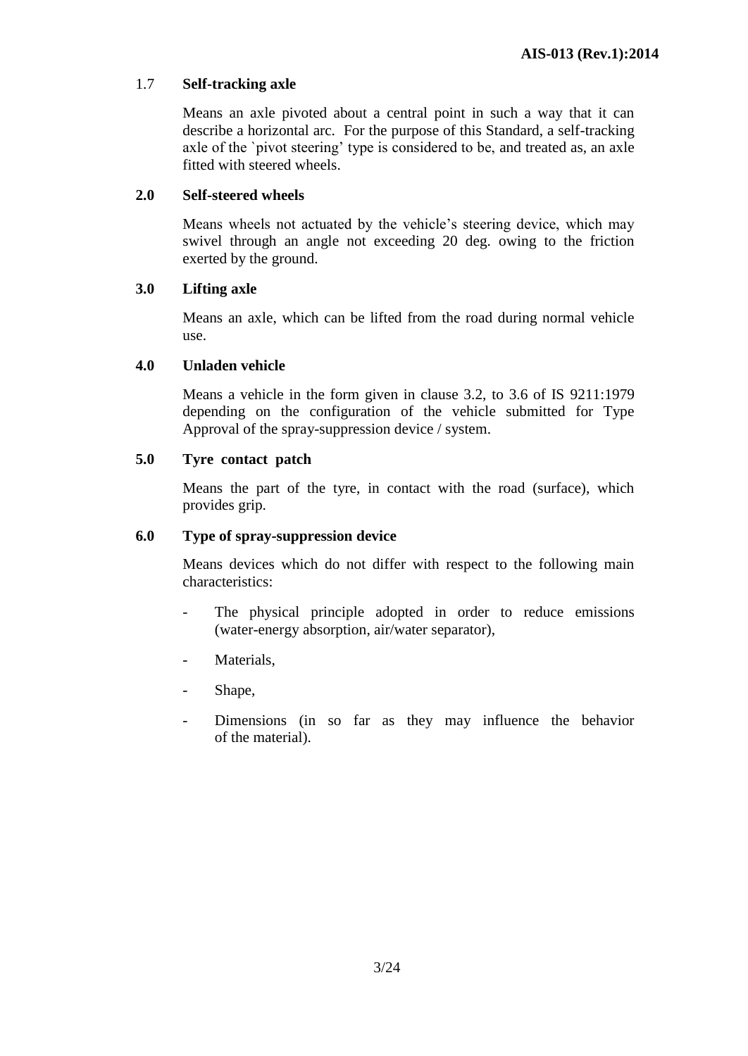1.7 **Self-tracking axle**

Means an axle pivoted about a central point in such a way that it can describe a horizontal arc. For the purpose of this Standard, a self-tracking axle of the `pivot steering' type is considered to be, and treated as, an axle fitted with steered wheels.

**2.0 Self-steered wheels**

Means wheels not actuated by the vehicle's steering device, which may swivel through an angle not exceeding 20 deg. owing to the friction exerted by the ground.

**3.0 Lifting axle**

Means an axle, which can be lifted from the road during normal vehicle use.

**4.0 Unladen vehicle**

Means a vehicle in the form given in clause 3.2, to 3.6 of IS 9211:1979 depending on the configuration of the vehicle submitted for Type Approval of the spray-suppression device / system.

**5.0 Tyre contact patch**

Means the part of the tyre, in contact with the road (surface), which provides grip.

**6.0 Type of spray-suppression device**

Means devices which do not differ with respect to the following main characteristics:

- The physical principle adopted in order to reduce emissions (water-energy absorption, air/water separator),
- Materials,
- Shape,
- Dimensions (in so far as they may influence the behavior of the material).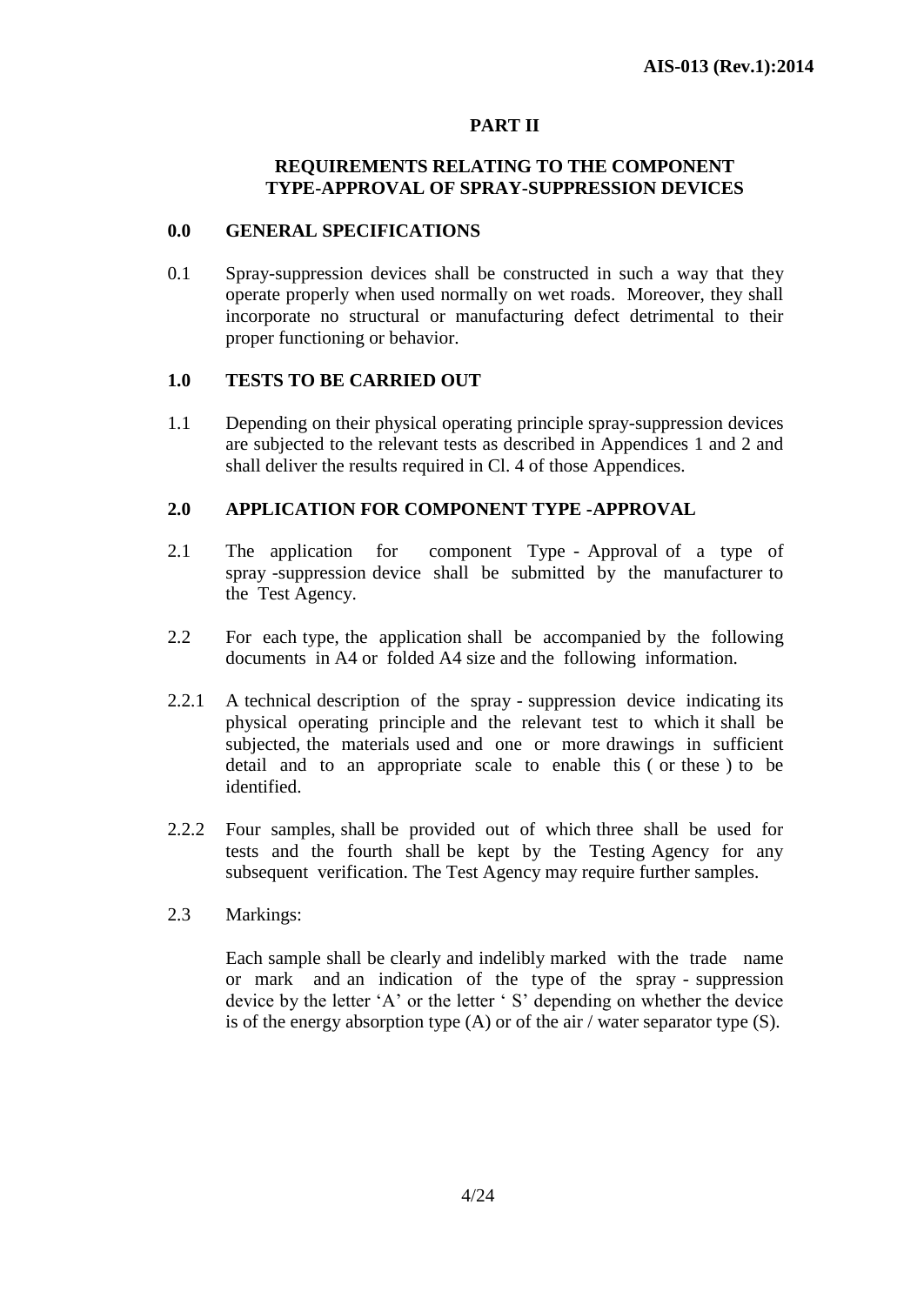## PART II

## REQUIREMENTS RELATING TO THE COMPONENT TYPE-APPROVAL OF SPRAY-SUPPRESSION DEVICES

### 0.0 GENERAL SPECIFICATIONS

0.1 Spray-suppression devices shall be constructed in such a way that they operate properly when used normally on wet roads. Moreover, they shall incorporate no structural or manufacturing defect detrimental to their proper functioning or behavior.

### 1.0 TESTS TO BE CARRIED OUT

1.1 Depending on their physical operating principle spray-suppression devices are subjected to the relevant tests as described in Appendices 1 and 2 and shall deliver the results required in Cl. 4 of those Appendices.

### 2.0 APPLICATION FOR COMPONENT TYPE -APPROVAL

2.1 The application for component Type - Approval of a type of spray -suppression device shall be submitted by the manufacturer to the Test Agency.

2.2 For each type, the application shall be accompanied by the following documents in A4 or folded A4 size and the following information.

2.2.1 A technical description of the spray - suppression device indicating its physical operating principle and the relevant test to which it shall be subjected, the materials used and one or more drawings in sufficient detail and to an appropriate scale to enable this ( or these ) to be identified.

2.2.2 Four samples, shall be provided out of which three shall be used for tests and the fourth shall be kept by the Testing Agency for any subsequent verification. The Test Agency may require further samples.

2.3 Markings:

Each sample shall be clearly and indelibly marked with the trade name or mark and an indication of the type of the spray - suppression device by the letter 'A' or the letter ' S' depending on whether the device is of the energy absorption type (A) or of the air / water separator type (S).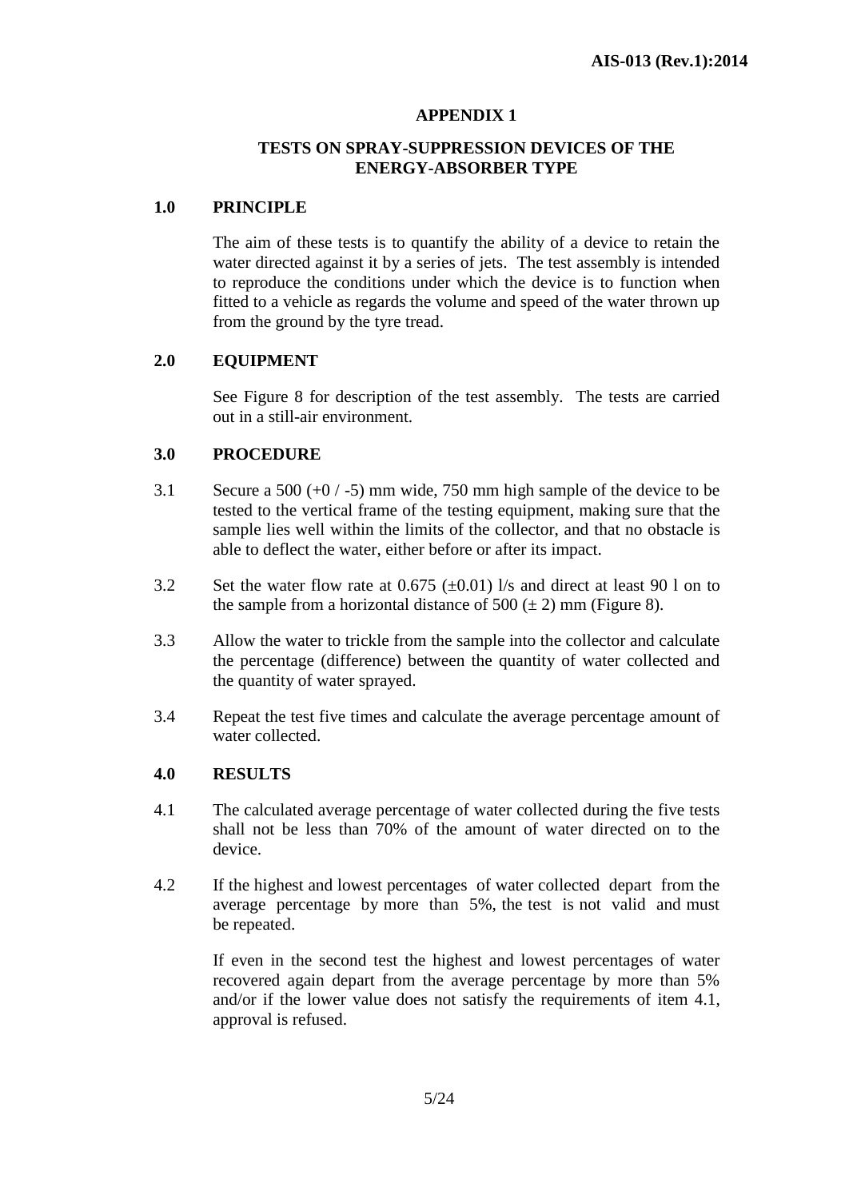# APPENDIX 1

## TESTS ON SPRAY-SUPPRESSION DEVICES OF THE ENERGY-ABSORBER TYPE

### 1.0 PRINCIPLE

The aim of these tests is to quantify the ability of a device to retain the water directed against it by a series of jets. The test assembly is intended to reproduce the conditions under which the device is to function when fitted to a vehicle as regards the volume and speed of the water thrown up from the ground by the tyre tread.

### 2.0 EQUIPMENT

See Figure 8 for description of the test assembly. The tests are carried out in a still-air environment.

### 3.0 PROCEDURE

3.1 Secure a 500 (+0 / -5) mm wide, 750 mm high sample of the device to be tested to the vertical frame of the testing equipment, making sure that the sample lies well within the limits of the collector, and that no obstacle is able to deflect the water, either before or after its impact.

3.2 Set the water flow rate at 0.675 (±0.01) l/s and direct at least 90 l on to the sample from a horizontal distance of 500 (± 2) mm (Figure 8).

3.3 Allow the water to trickle from the sample into the collector and calculate the percentage (difference) between the quantity of water collected and the quantity of water sprayed.

3.4 Repeat the test five times and calculate the average percentage amount of water collected.

### 4.0 RESULTS

4.1 The calculated average percentage of water collected during the five tests shall not be less than 70% of the amount of water directed on to the device.

4.2 If the highest and lowest percentages of water collected depart from the average percentage by more than 5%, the test is not valid and must be repeated.

If even in the second test the highest and lowest percentages of water recovered again depart from the average percentage by more than 5% and/or if the lower value does not satisfy the requirements of item 4.1, approval is refused.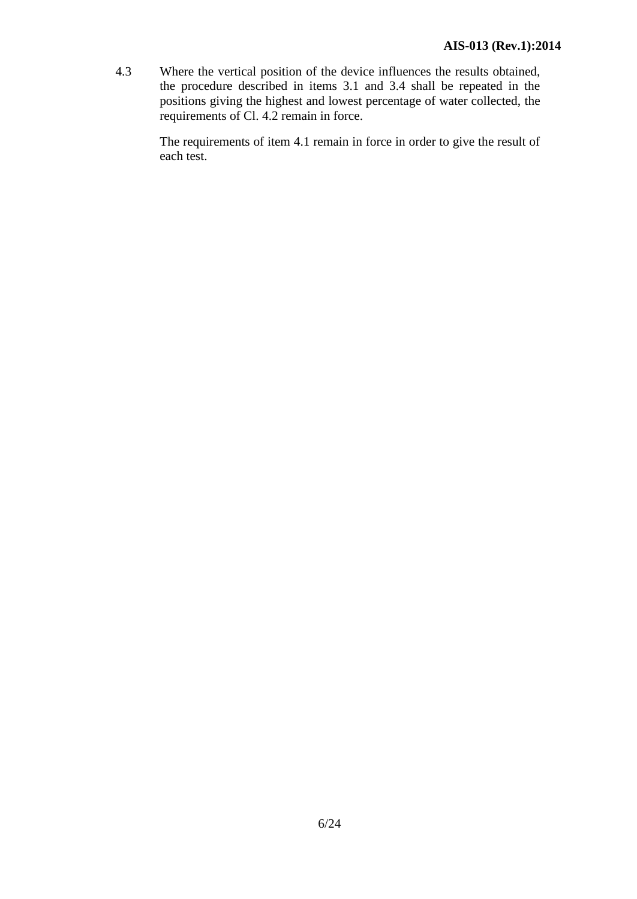4.3 Where the vertical position of the device influences the results obtained, the procedure described in items 3.1 and 3.4 shall be repeated in the positions giving the highest and lowest percentage of water collected, the requirements of Cl. 4.2 remain in force.

The requirements of item 4.1 remain in force in order to give the result of each test.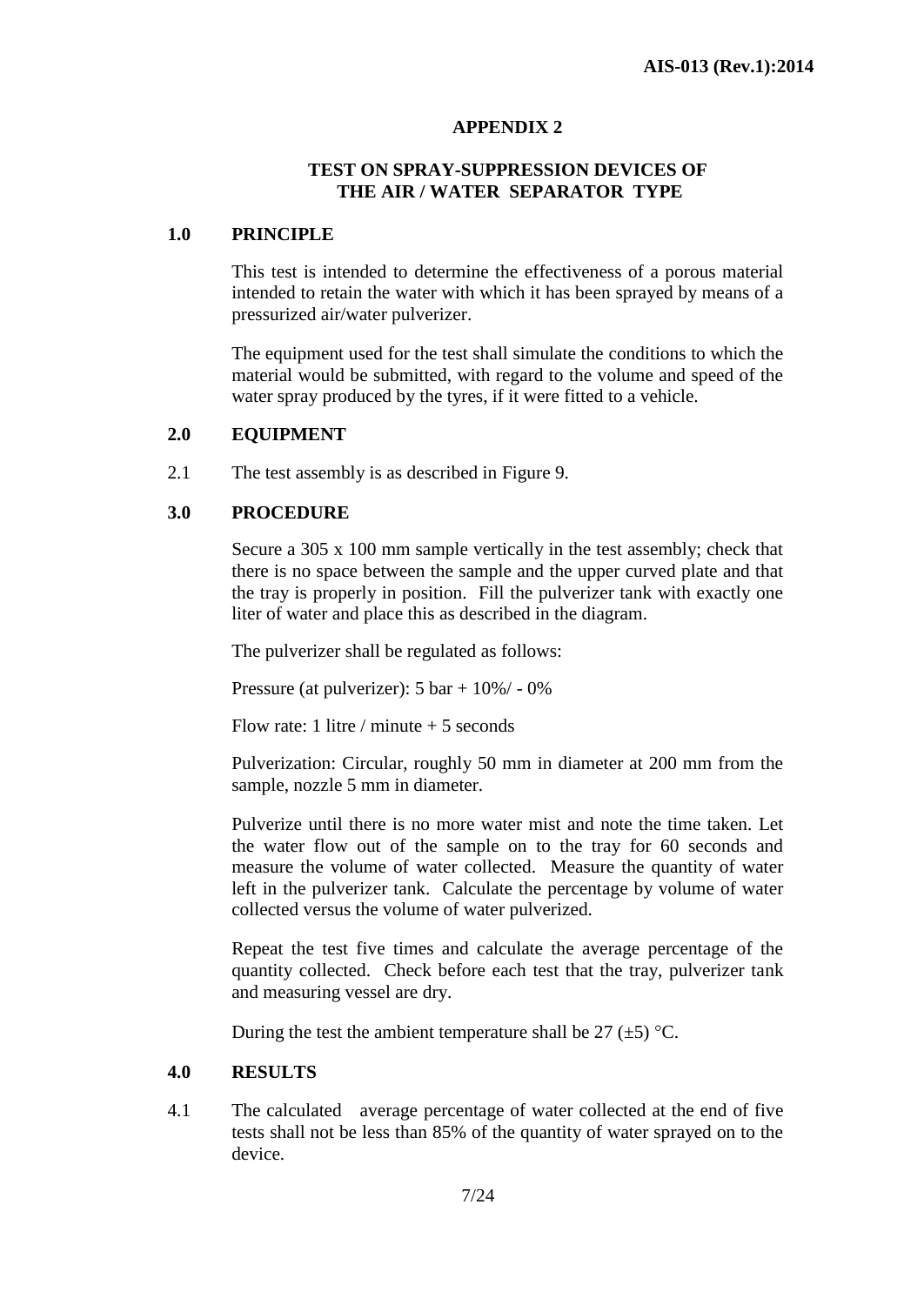## APPENDIX 2

### TEST ON SPRAY-SUPPRESSION DEVICES OF THE AIR / WATER SEPARATOR TYPE

**1.0 PRINCIPLE**

This test is intended to determine the effectiveness of a porous material intended to retain the water with which it has been sprayed by means of a pressurized air/water pulverizer.

The equipment used for the test shall simulate the conditions to which the material would be submitted, with regard to the volume and speed of the water spray produced by the tyres, if it were fitted to a vehicle.

**2.0 EQUIPMENT**

2.1 The test assembly is as described in Figure 9.

**3.0 PROCEDURE**

Secure a 305 x 100 mm sample vertically in the test assembly; check that there is no space between the sample and the upper curved plate and that the tray is properly in position. Fill the pulverizer tank with exactly one liter of water and place this as described in the diagram.

The pulverizer shall be regulated as follows:

Pressure (at pulverizer): 5 bar + 10%/ - 0%

Flow rate: 1 litre / minute + 5 seconds

Pulverization: Circular, roughly 50 mm in diameter at 200 mm from the sample, nozzle 5 mm in diameter.

Pulverize until there is no more water mist and note the time taken. Let the water flow out of the sample on to the tray for 60 seconds and measure the volume of water collected. Measure the quantity of water left in the pulverizer tank. Calculate the percentage by volume of water collected versus the volume of water pulverized.

Repeat the test five times and calculate the average percentage of the quantity collected. Check before each test that the tray, pulverizer tank and measuring vessel are dry.

During the test the ambient temperature shall be 27 (±5) °C.

**4.0 RESULTS**

4.1 The calculated average percentage of water collected at the end of five tests shall not be less than 85% of the quantity of water sprayed on to the device.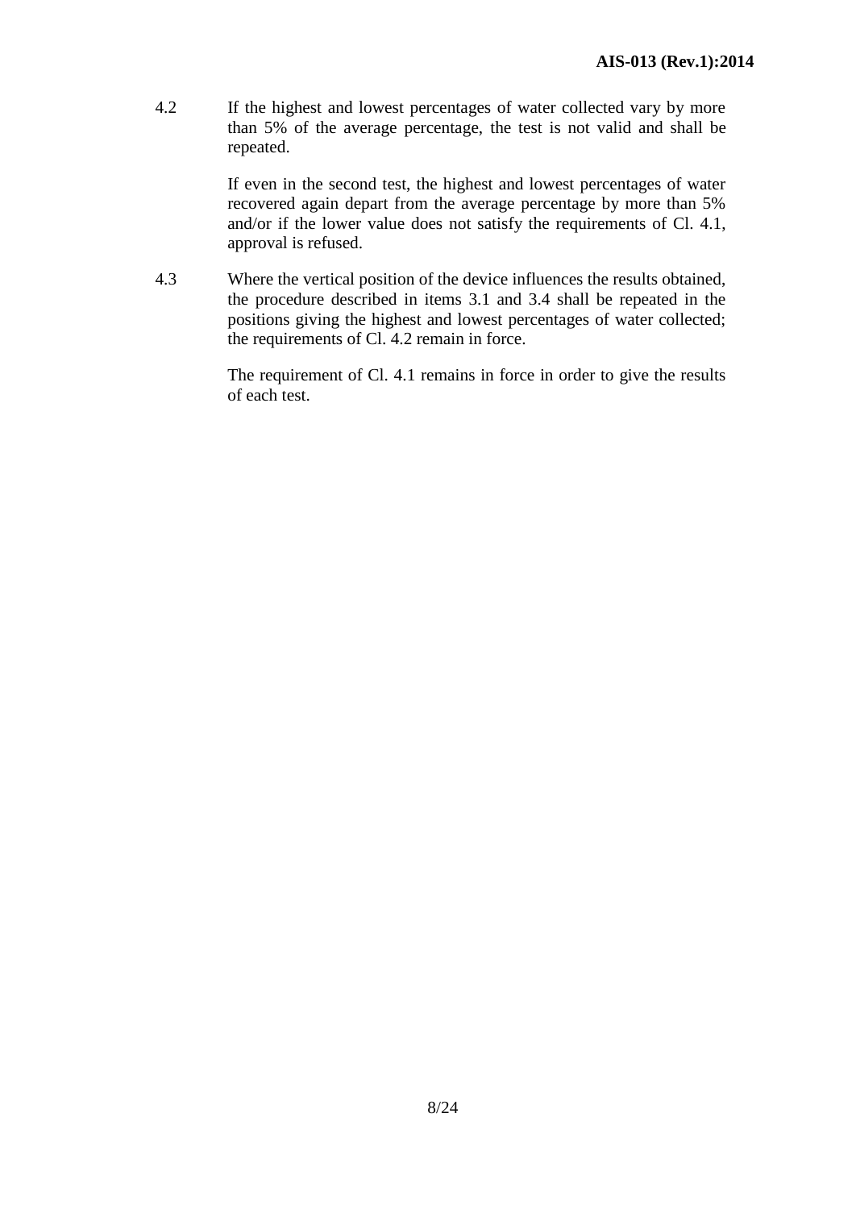4.2 If the highest and lowest percentages of water collected vary by more than 5% of the average percentage, the test is not valid and shall be repeated.

If even in the second test, the highest and lowest percentages of water recovered again depart from the average percentage by more than 5% and/or if the lower value does not satisfy the requirements of Cl. 4.1, approval is refused.

4.3 Where the vertical position of the device influences the results obtained, the procedure described in items 3.1 and 3.4 shall be repeated in the positions giving the highest and lowest percentages of water collected; the requirements of Cl. 4.2 remain in force.

The requirement of Cl. 4.1 remains in force in order to give the results of each test.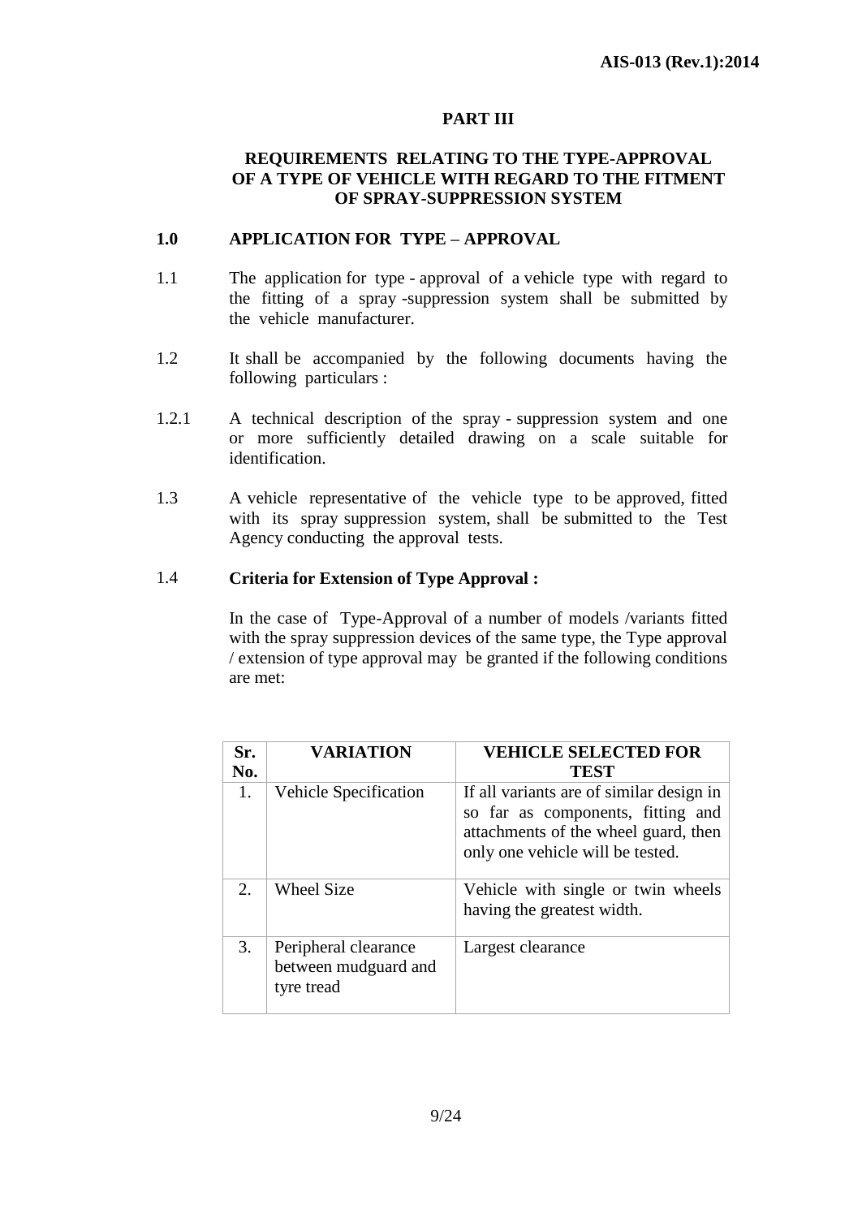# PART III

## REQUIREMENTS RELATING TO THE TYPE-APPROVAL OF A TYPE OF VEHICLE WITH REGARD TO THE FITMENT OF SPRAY-SUPPRESSION SYSTEM

### 1.0 APPLICATION FOR TYPE – APPROVAL

1.1 The application for type - approval of a vehicle type with regard to the fitting of a spray -suppression system shall be submitted by the vehicle manufacturer.

1.2 It shall be accompanied by the following documents having the following particulars :

1.2.1 A technical description of the spray - suppression system and one or more sufficiently detailed drawing on a scale suitable for identification.

1.3 A vehicle representative of the vehicle type to be approved, fitted with its spray suppression system, shall be submitted to the Test Agency conducting the approval tests.

1.4 **Criteria for Extension of Type Approval :**

In the case of Type-Approval of a number of models /variants fitted with the spray suppression devices of the same type, the Type approval / extension of type approval may be granted if the following conditions are met:

| Sr. No. | VARIATION | VEHICLE SELECTED FOR TEST |
|---|---|---|
| 1. | Vehicle Specification | If all variants are of similar design in so far as components, fitting and attachments of the wheel guard, then only one vehicle will be tested. |
| 2. | Wheel Size | Vehicle with single or twin wheels having the greatest width. |
| 3. | Peripheral clearance between mudguard and tyre tread | Largest clearance |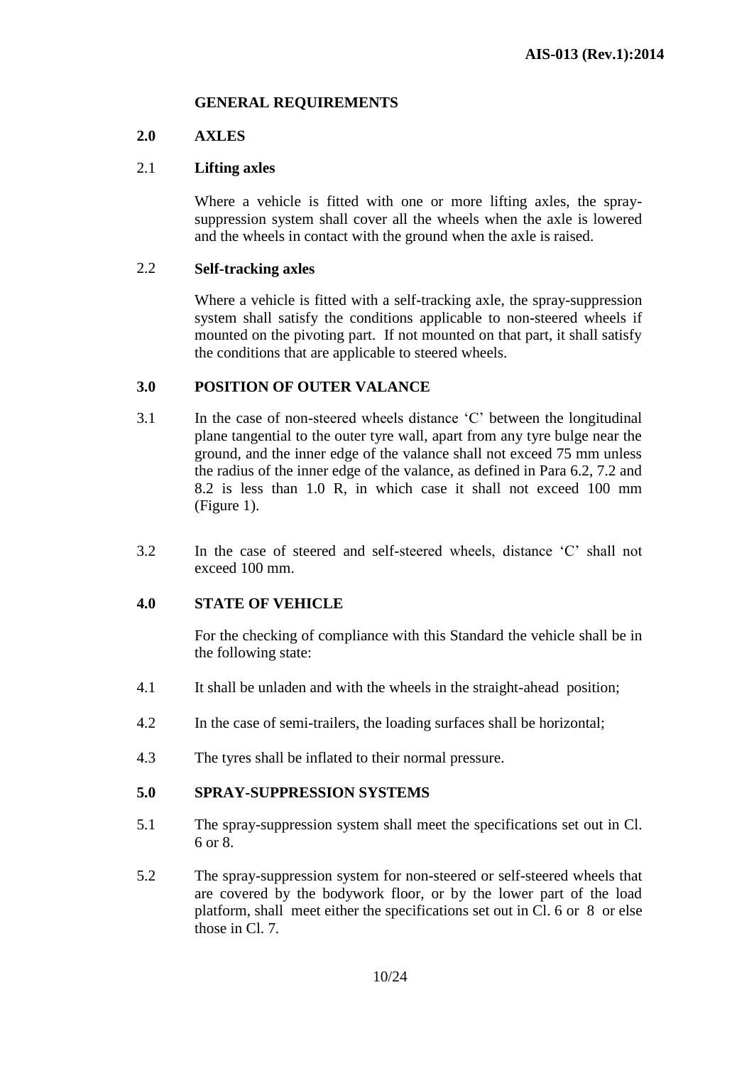## GENERAL REQUIREMENTS

### 2.0 AXLES

**2.1 Lifting axles**

Where a vehicle is fitted with one or more lifting axles, the spray-suppression system shall cover all the wheels when the axle is lowered and the wheels in contact with the ground when the axle is raised.

**2.2 Self-tracking axles**

Where a vehicle is fitted with a self-tracking axle, the spray-suppression system shall satisfy the conditions applicable to non-steered wheels if mounted on the pivoting part. If not mounted on that part, it shall satisfy the conditions that are applicable to steered wheels.

### 3.0 POSITION OF OUTER VALANCE

3.1 In the case of non-steered wheels distance 'C' between the longitudinal plane tangential to the outer tyre wall, apart from any tyre bulge near the ground, and the inner edge of the valance shall not exceed 75 mm unless the radius of the inner edge of the valance, as defined in Para 6.2, 7.2 and 8.2 is less than 1.0 R, in which case it shall not exceed 100 mm (Figure 1).

3.2 In the case of steered and self-steered wheels, distance 'C' shall not exceed 100 mm.

### 4.0 STATE OF VEHICLE

For the checking of compliance with this Standard the vehicle shall be in the following state:

4.1 It shall be unladen and with the wheels in the straight-ahead position;

4.2 In the case of semi-trailers, the loading surfaces shall be horizontal;

4.3 The tyres shall be inflated to their normal pressure.

### 5.0 SPRAY-SUPPRESSION SYSTEMS

5.1 The spray-suppression system shall meet the specifications set out in Cl. 6 or 8.

5.2 The spray-suppression system for non-steered or self-steered wheels that are covered by the bodywork floor, or by the lower part of the load platform, shall meet either the specifications set out in Cl. 6 or 8 or else those in Cl. 7.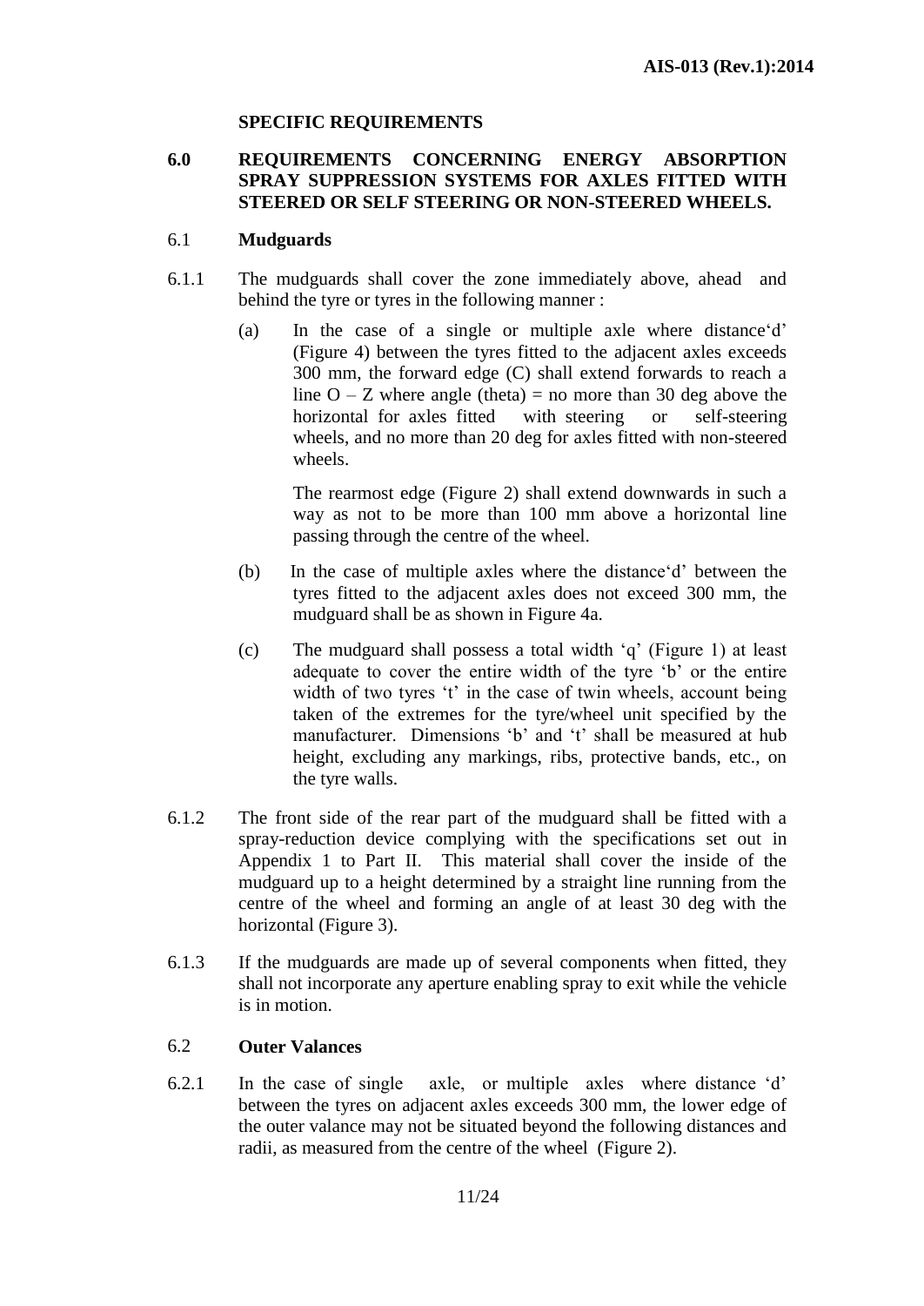**SPECIFIC REQUIREMENTS**

## 6.0 REQUIREMENTS CONCERNING ENERGY ABSORPTION SPRAY SUPPRESSION SYSTEMS FOR AXLES FITTED WITH STEERED OR SELF STEERING OR NON-STEERED WHEELS.

### 6.1 Mudguards

6.1.1 The mudguards shall cover the zone immediately above, ahead and behind the tyre or tyres in the following manner :

(a) In the case of a single or multiple axle where distance'd' (Figure 4) between the tyres fitted to the adjacent axles exceeds 300 mm, the forward edge (C) shall extend forwards to reach a line O – Z where angle (theta) = no more than 30 deg above the horizontal for axles fitted with steering or self-steering wheels, and no more than 20 deg for axles fitted with non-steered wheels.

The rearmost edge (Figure 2) shall extend downwards in such a way as not to be more than 100 mm above a horizontal line passing through the centre of the wheel.

(b) In the case of multiple axles where the distance'd' between the tyres fitted to the adjacent axles does not exceed 300 mm, the mudguard shall be as shown in Figure 4a.

(c) The mudguard shall possess a total width 'q' (Figure 1) at least adequate to cover the entire width of the tyre 'b' or the entire width of two tyres 't' in the case of twin wheels, account being taken of the extremes for the tyre/wheel unit specified by the manufacturer. Dimensions 'b' and 't' shall be measured at hub height, excluding any markings, ribs, protective bands, etc., on the tyre walls.

6.1.2 The front side of the rear part of the mudguard shall be fitted with a spray-reduction device complying with the specifications set out in Appendix 1 to Part II. This material shall cover the inside of the mudguard up to a height determined by a straight line running from the centre of the wheel and forming an angle of at least 30 deg with the horizontal (Figure 3).

6.1.3 If the mudguards are made up of several components when fitted, they shall not incorporate any aperture enabling spray to exit while the vehicle is in motion.

### 6.2 Outer Valances

6.2.1 In the case of single axle, or multiple axles where distance 'd' between the tyres on adjacent axles exceeds 300 mm, the lower edge of the outer valance may not be situated beyond the following distances and radii, as measured from the centre of the wheel (Figure 2).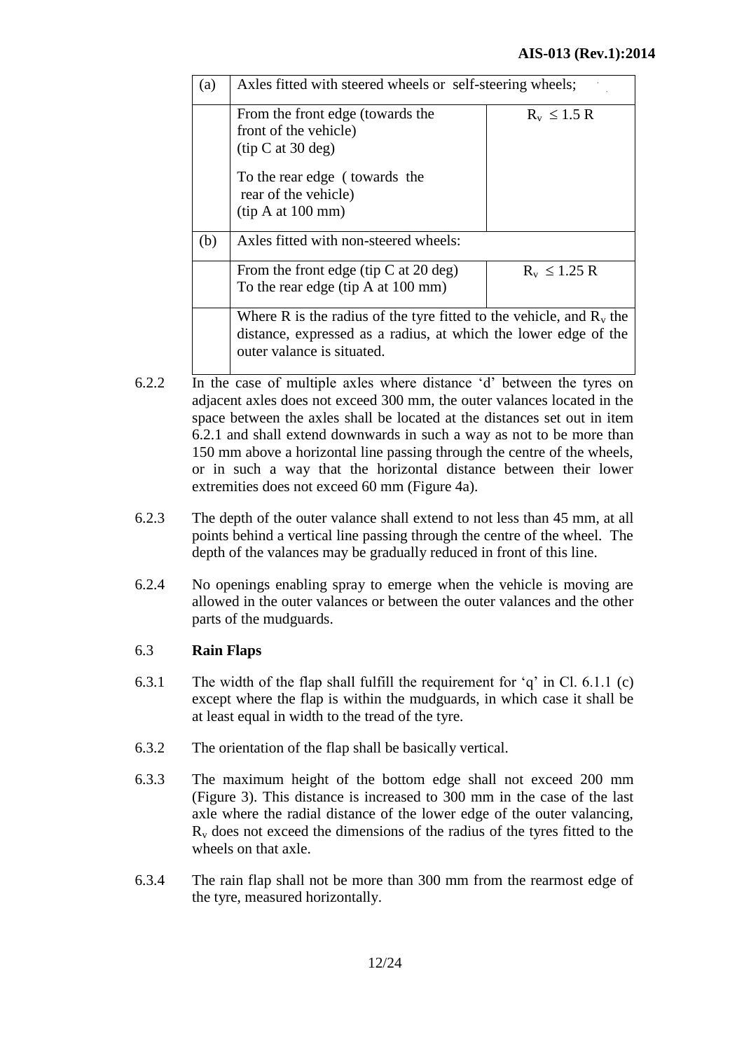| (a) | Axles fitted with steered wheels or self-steering wheels; | |
|---|---|---|
| | From the front edge (towards the front of the vehicle) (tip C at 30 deg)<br><br>To the rear edge ( towards the rear of the vehicle) (tip A at 100 mm) | $R_v \leq 1.5$ R |
| (b) | Axles fitted with non-steered wheels: | |
| | From the front edge (tip C at 20 deg)<br>To the rear edge (tip A at 100 mm) | $R_v \leq 1.25$ R |
| | Where R is the radius of the tyre fitted to the vehicle, and $R_v$ the distance, expressed as a radius, at which the lower edge of the outer valance is situated. | |

6.2.2 In the case of multiple axles where distance 'd' between the tyres on adjacent axles does not exceed 300 mm, the outer valances located in the space between the axles shall be located at the distances set out in item 6.2.1 and shall extend downwards in such a way as not to be more than 150 mm above a horizontal line passing through the centre of the wheels, or in such a way that the horizontal distance between their lower extremities does not exceed 60 mm (Figure 4a).

6.2.3 The depth of the outer valance shall extend to not less than 45 mm, at all points behind a vertical line passing through the centre of the wheel. The depth of the valances may be gradually reduced in front of this line.

6.2.4 No openings enabling spray to emerge when the vehicle is moving are allowed in the outer valances or between the outer valances and the other parts of the mudguards.

### 6.3 Rain Flaps

6.3.1 The width of the flap shall fulfill the requirement for 'q' in Cl. 6.1.1 (c) except where the flap is within the mudguards, in which case it shall be at least equal in width to the tread of the tyre.

6.3.2 The orientation of the flap shall be basically vertical.

6.3.3 The maximum height of the bottom edge shall not exceed 200 mm (Figure 3). This distance is increased to 300 mm in the case of the last axle where the radial distance of the lower edge of the outer valancing, $R_v$ does not exceed the dimensions of the radius of the tyres fitted to the wheels on that axle.

6.3.4 The rain flap shall not be more than 300 mm from the rearmost edge of the tyre, measured horizontally.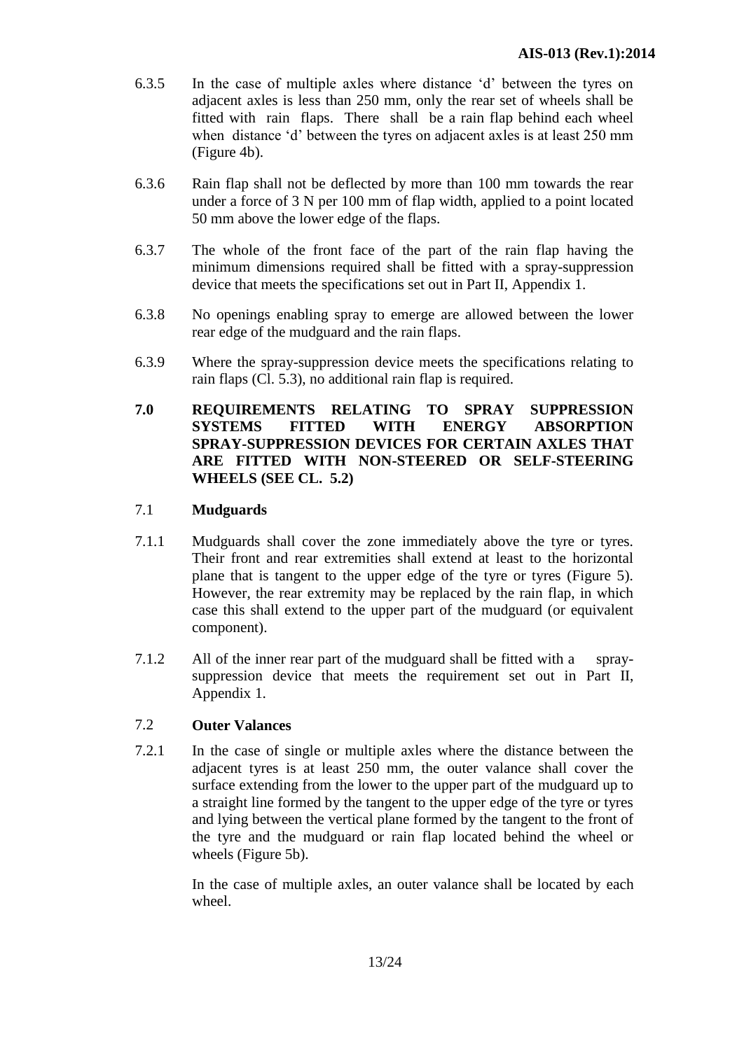6.3.5 In the case of multiple axles where distance 'd' between the tyres on adjacent axles is less than 250 mm, only the rear set of wheels shall be fitted with rain flaps. There shall be a rain flap behind each wheel when distance 'd' between the tyres on adjacent axles is at least 250 mm (Figure 4b).

6.3.6 Rain flap shall not be deflected by more than 100 mm towards the rear under a force of 3 N per 100 mm of flap width, applied to a point located 50 mm above the lower edge of the flaps.

6.3.7 The whole of the front face of the part of the rain flap having the minimum dimensions required shall be fitted with a spray-suppression device that meets the specifications set out in Part II, Appendix 1.

6.3.8 No openings enabling spray to emerge are allowed between the lower rear edge of the mudguard and the rain flaps.

6.3.9 Where the spray-suppression device meets the specifications relating to rain flaps (Cl. 5.3), no additional rain flap is required.

## 7.0 REQUIREMENTS RELATING TO SPRAY SUPPRESSION SYSTEMS FITTED WITH ENERGY ABSORPTION SPRAY-SUPPRESSION DEVICES FOR CERTAIN AXLES THAT ARE FITTED WITH NON-STEERED OR SELF-STEERING WHEELS (SEE CL. 5.2)

### 7.1 **Mudguards**

7.1.1 Mudguards shall cover the zone immediately above the tyre or tyres. Their front and rear extremities shall extend at least to the horizontal plane that is tangent to the upper edge of the tyre or tyres (Figure 5). However, the rear extremity may be replaced by the rain flap, in which case this shall extend to the upper part of the mudguard (or equivalent component).

7.1.2 All of the inner rear part of the mudguard shall be fitted with a spray-suppression device that meets the requirement set out in Part II, Appendix 1.

### 7.2 **Outer Valances**

7.2.1 In the case of single or multiple axles where the distance between the adjacent tyres is at least 250 mm, the outer valance shall cover the surface extending from the lower to the upper part of the mudguard up to a straight line formed by the tangent to the upper edge of the tyre or tyres and lying between the vertical plane formed by the tangent to the front of the tyre and the mudguard or rain flap located behind the wheel or wheels (Figure 5b).

In the case of multiple axles, an outer valance shall be located by each wheel.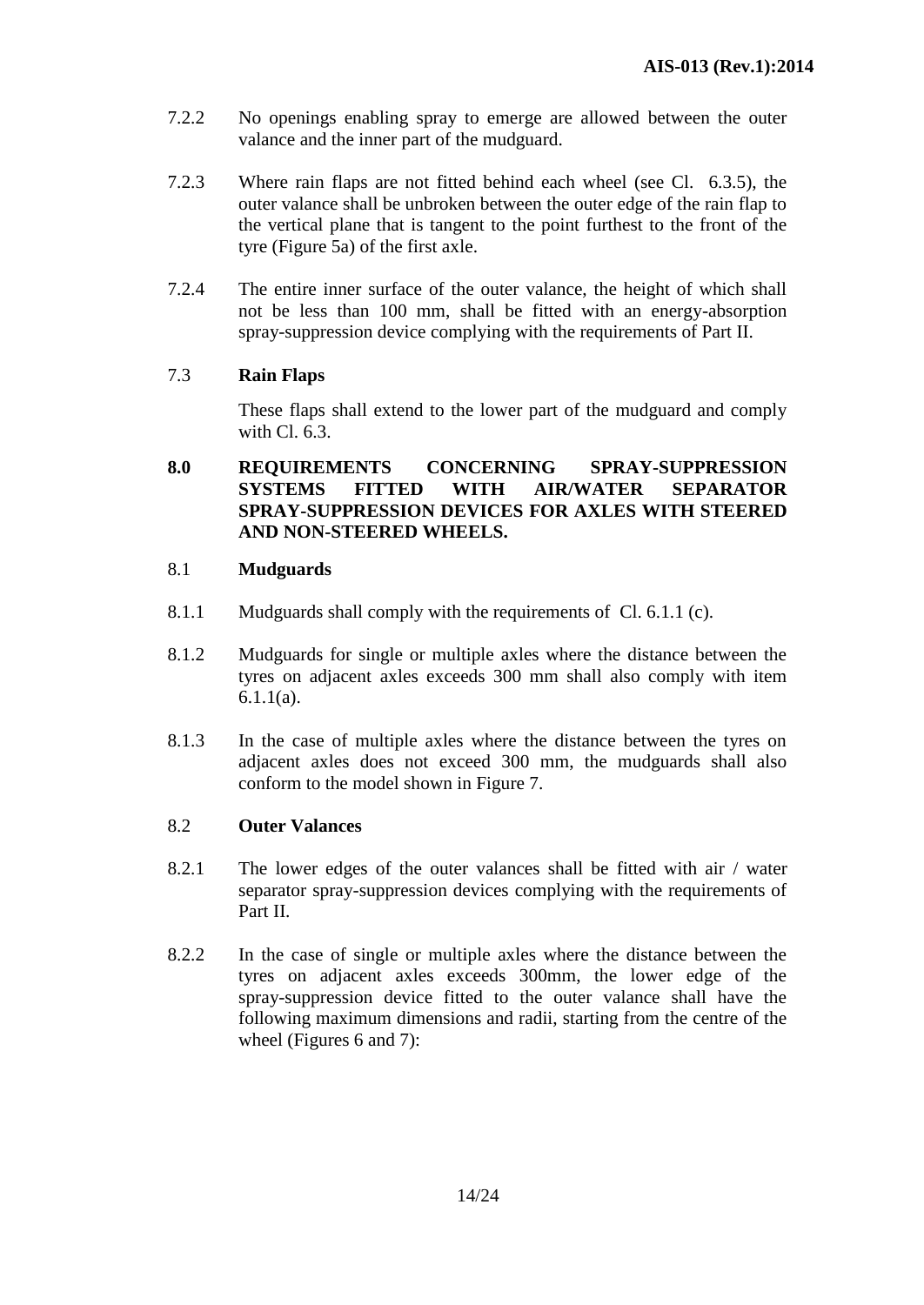7.2.2 No openings enabling spray to emerge are allowed between the outer valance and the inner part of the mudguard.

7.2.3 Where rain flaps are not fitted behind each wheel (see Cl. 6.3.5), the outer valance shall be unbroken between the outer edge of the rain flap to the vertical plane that is tangent to the point furthest to the front of the tyre (Figure 5a) of the first axle.

7.2.4 The entire inner surface of the outer valance, the height of which shall not be less than 100 mm, shall be fitted with an energy-absorption spray-suppression device complying with the requirements of Part II.

7.3 **Rain Flaps**

These flaps shall extend to the lower part of the mudguard and comply with Cl. 6.3.

**8.0 REQUIREMENTS CONCERNING SPRAY-SUPPRESSION SYSTEMS FITTED WITH AIR/WATER SEPARATOR SPRAY-SUPPRESSION DEVICES FOR AXLES WITH STEERED AND NON-STEERED WHEELS.**

8.1 **Mudguards**

8.1.1 Mudguards shall comply with the requirements of Cl. 6.1.1 (c).

8.1.2 Mudguards for single or multiple axles where the distance between the tyres on adjacent axles exceeds 300 mm shall also comply with item 6.1.1(a).

8.1.3 In the case of multiple axles where the distance between the tyres on adjacent axles does not exceed 300 mm, the mudguards shall also conform to the model shown in Figure 7.

8.2 **Outer Valances**

8.2.1 The lower edges of the outer valances shall be fitted with air / water separator spray-suppression devices complying with the requirements of Part II.

8.2.2 In the case of single or multiple axles where the distance between the tyres on adjacent axles exceeds 300mm, the lower edge of the spray-suppression device fitted to the outer valance shall have the following maximum dimensions and radii, starting from the centre of the wheel (Figures 6 and 7):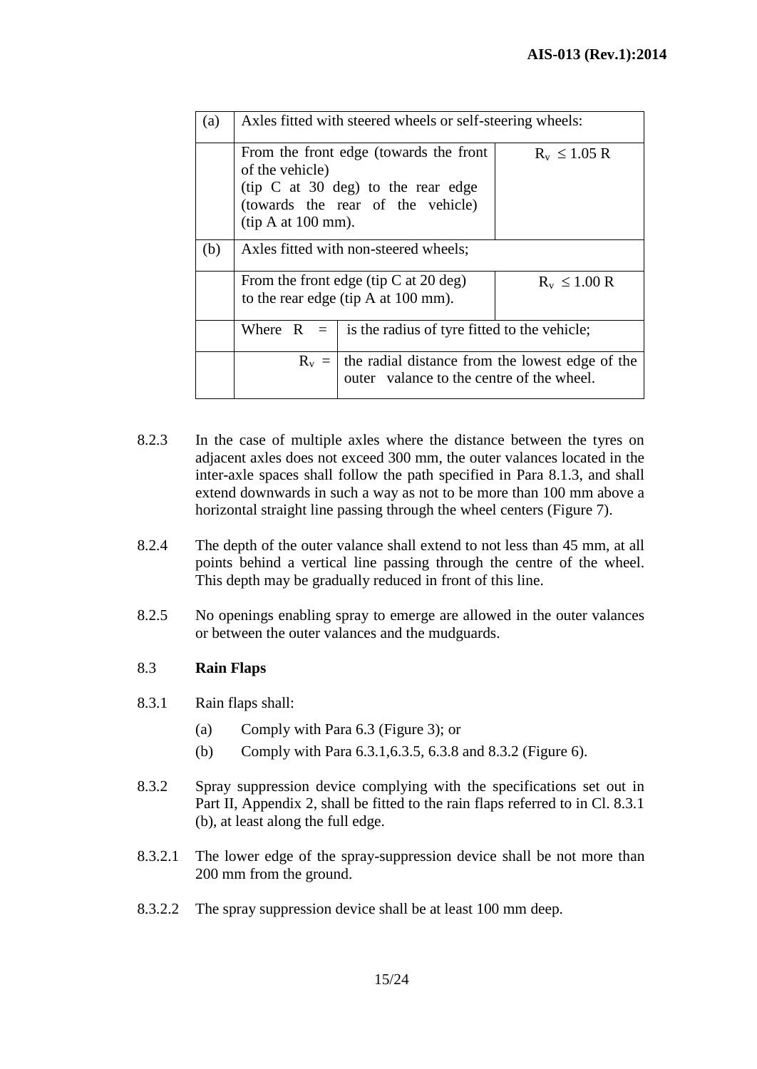| (a) | Axles fitted with steered wheels or self-steering wheels: | |
|---|---|---|
| | From the front edge (towards the front of the vehicle) (tip C at 30 deg) to the rear edge (towards the rear of the vehicle) (tip A at 100 mm). | $R_v \leq 1.05$ R |
| (b) | Axles fitted with non-steered wheels; | |
| | From the front edge (tip C at 20 deg) to the rear edge (tip A at 100 mm). | $R_v \leq 1.00$ R |
| | Where R = is the radius of tyre fitted to the vehicle; | |
| | $R_v$ = the radial distance from the lowest edge of the outer valance to the centre of the wheel. | |

8.2.3 In the case of multiple axles where the distance between the tyres on adjacent axles does not exceed 300 mm, the outer valances located in the inter-axle spaces shall follow the path specified in Para 8.1.3, and shall extend downwards in such a way as not to be more than 100 mm above a horizontal straight line passing through the wheel centers (Figure 7).

8.2.4 The depth of the outer valance shall extend to not less than 45 mm, at all points behind a vertical line passing through the centre of the wheel. This depth may be gradually reduced in front of this line.

8.2.5 No openings enabling spray to emerge are allowed in the outer valances or between the outer valances and the mudguards.

8.3 **Rain Flaps**

8.3.1 Rain flaps shall:

(a) Comply with Para 6.3 (Figure 3); or

(b) Comply with Para 6.3.1,6.3.5, 6.3.8 and 8.3.2 (Figure 6).

8.3.2 Spray suppression device complying with the specifications set out in Part II, Appendix 2, shall be fitted to the rain flaps referred to in Cl. 8.3.1 (b), at least along the full edge.

8.3.2.1 The lower edge of the spray-suppression device shall be not more than 200 mm from the ground.

8.3.2.2 The spray suppression device shall be at least 100 mm deep.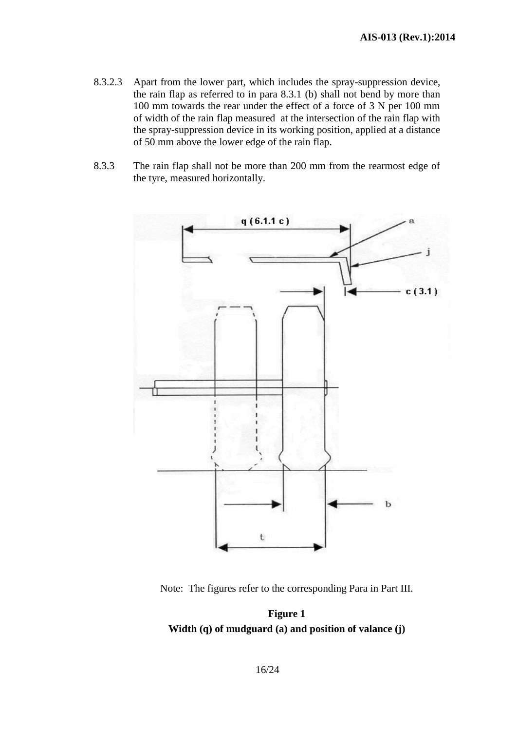8.3.2.3 Apart from the lower part, which includes the spray-suppression device, the rain flap as referred to in para 8.3.1 (b) shall not bend by more than 100 mm towards the rear under the effect of a force of 3 N per 100 mm of width of the rain flap measured at the intersection of the rain flap with the spray-suppression device in its working position, applied at a distance of 50 mm above the lower edge of the rain flap.

8.3.3 The rain flap shall not be more than 200 mm from the rearmost edge of the tyre, measured horizontally.

Note: The figures refer to the corresponding Para in Part III.

**Figure 1**
**Width (q) of mudguard (a) and position of valance (j)**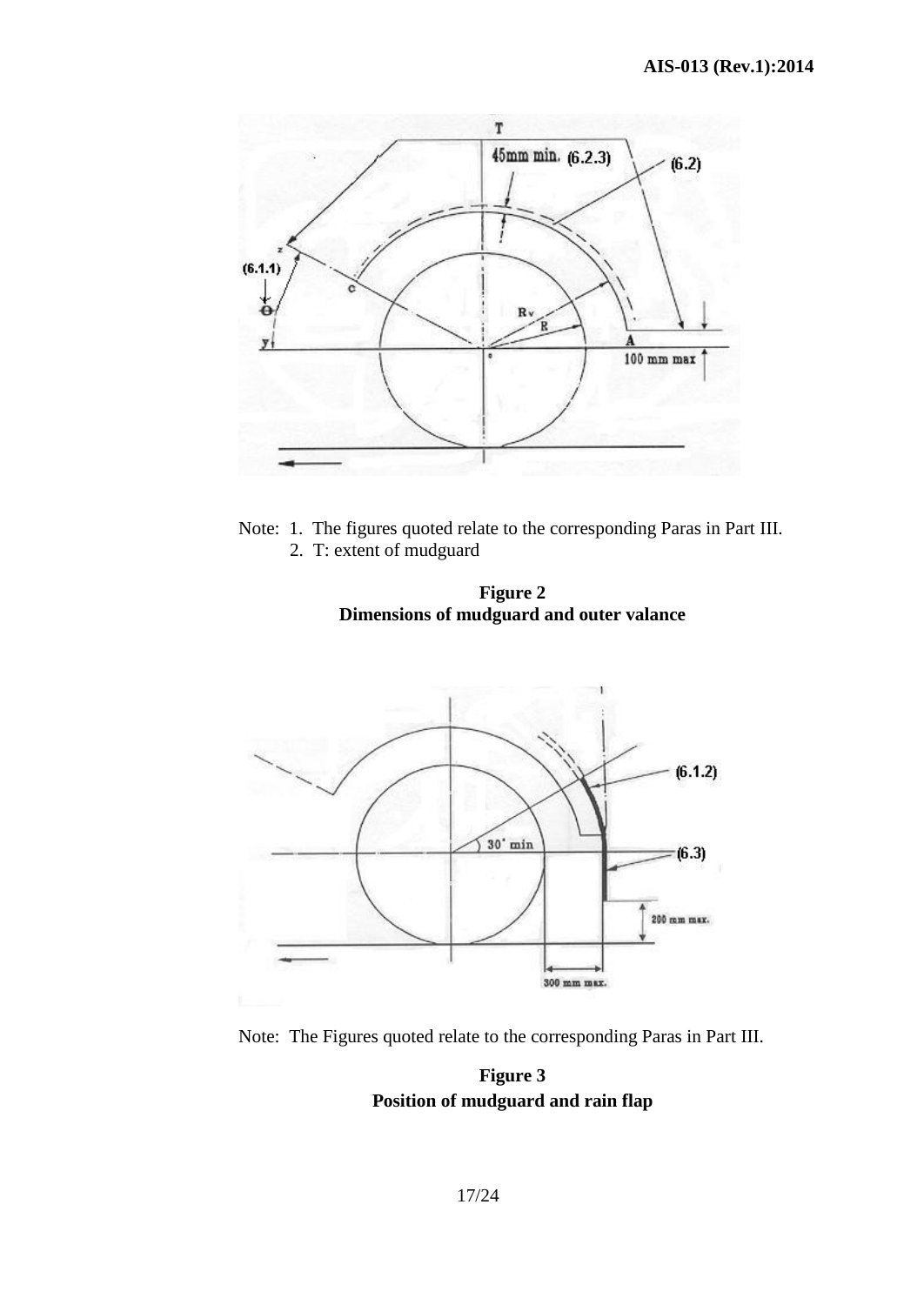Note: 1. The figures quoted relate to the corresponding Paras in Part III.
2. T: extent of mudguard

**Figure 2**
**Dimensions of mudguard and outer valance**

Note: The Figures quoted relate to the corresponding Paras in Part III.

**Figure 3**
**Position of mudguard and rain flap**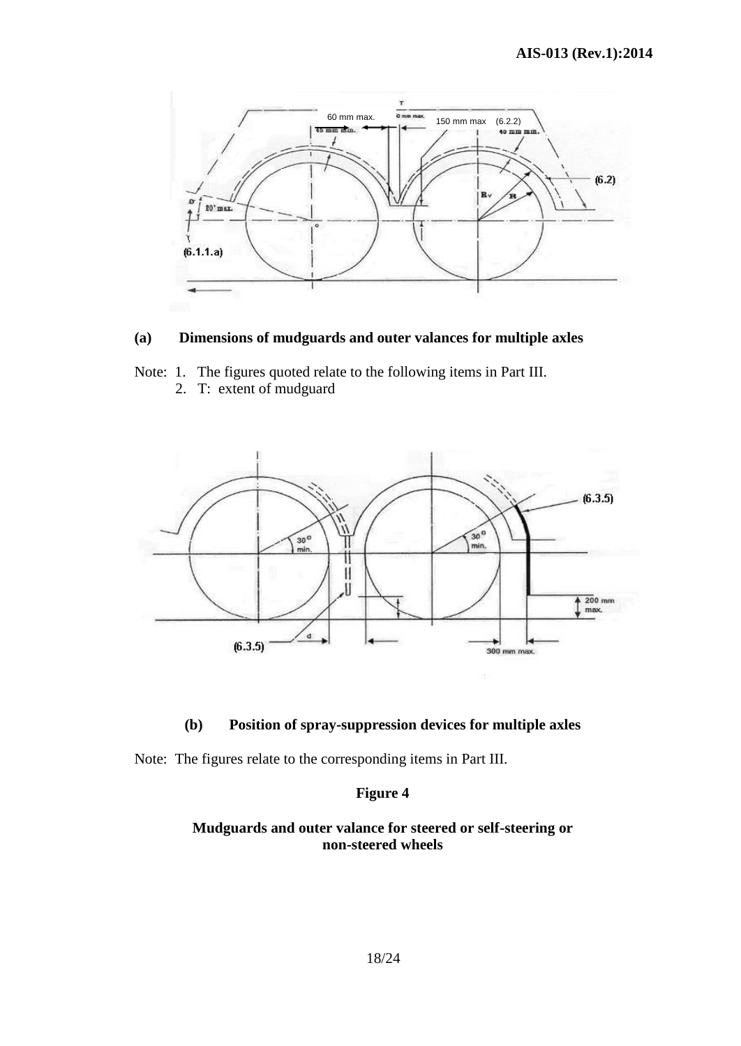**(a) Dimensions of mudguards and outer valances for multiple axles**

Note: 1. The figures quoted relate to the following items in Part III.
2. T: extent of mudguard

**(b) Position of spray-suppression devices for multiple axles**

Note: The figures relate to the corresponding items in Part III.

**Figure 4**

**Mudguards and outer valance for steered or self-steering or non-steered wheels**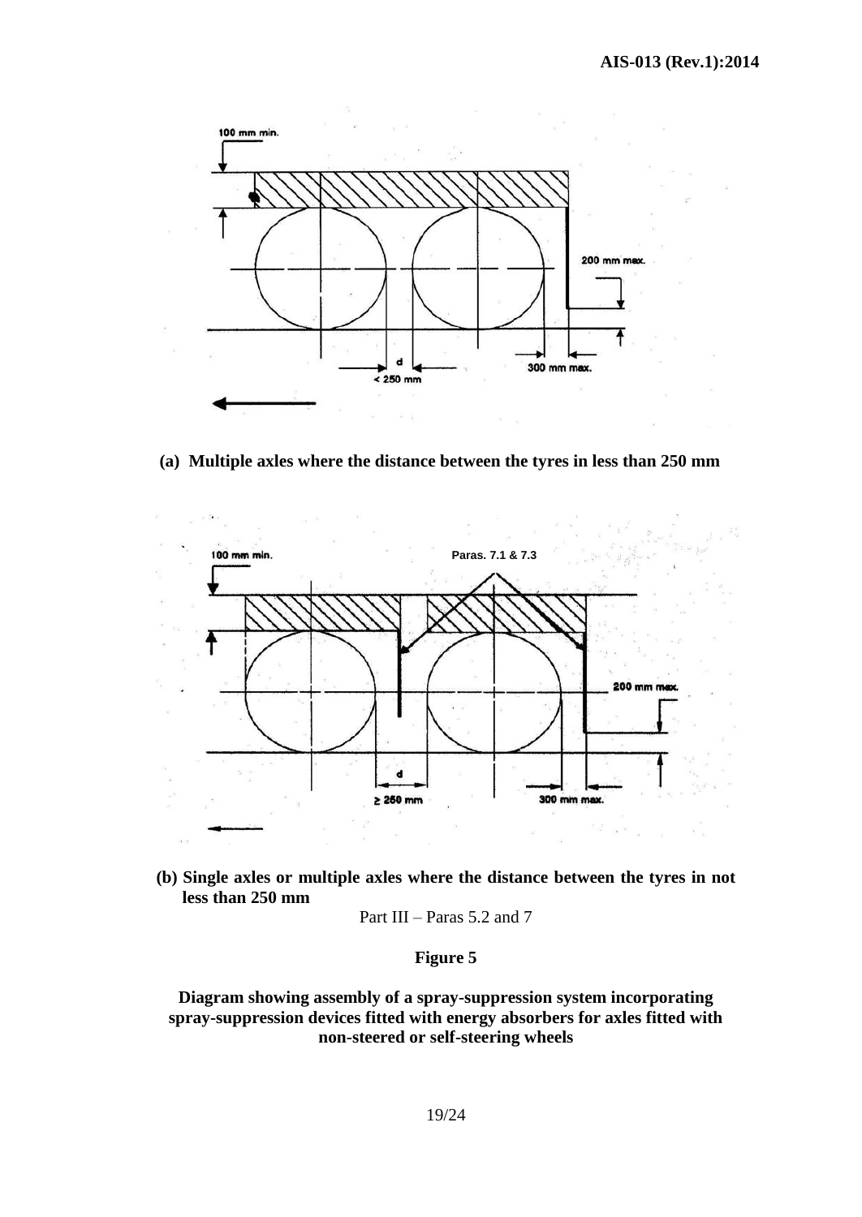**(a) Multiple axles where the distance between the tyres in less than 250 mm**

**(b) Single axles or multiple axles where the distance between the tyres in not less than 250 mm**

Part III – Paras 5.2 and 7

**Figure 5**

**Diagram showing assembly of a spray-suppression system incorporating spray-suppression devices fitted with energy absorbers for axles fitted with non-steered or self-steering wheels**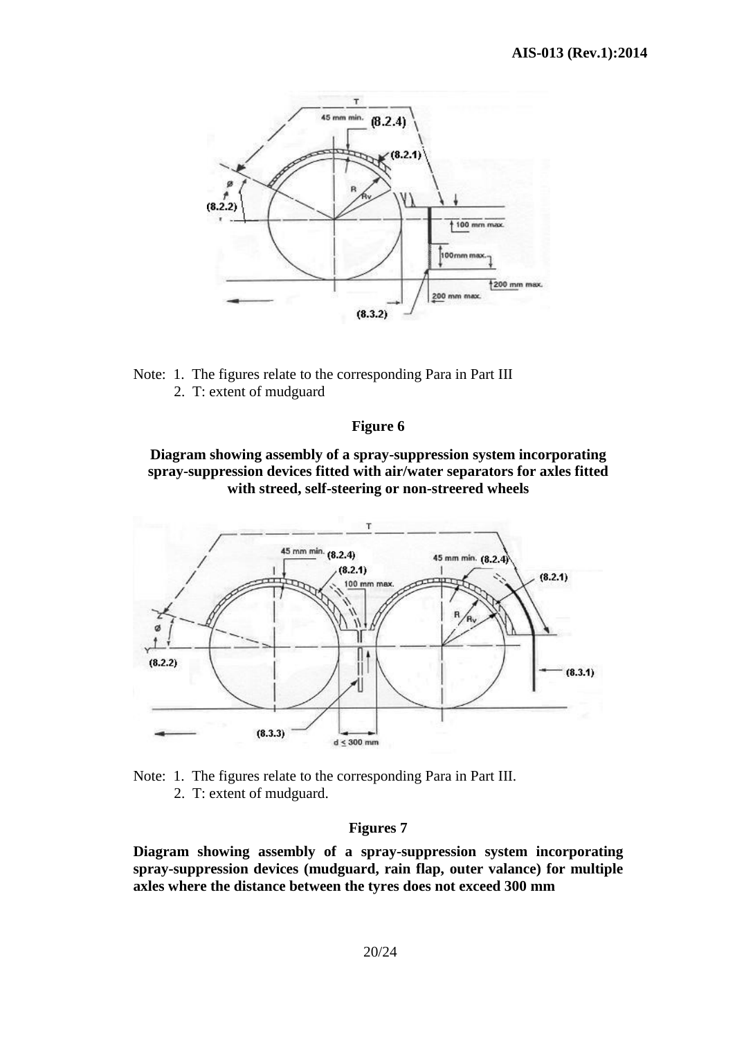Note: 1. The figures relate to the corresponding Para in Part III

2. T: extent of mudguard

**Figure 6**

**Diagram showing assembly of a spray-suppression system incorporating spray-suppression devices fitted with air/water separators for axles fitted with streed, self-steering or non-streered wheels**

Note: 1. The figures relate to the corresponding Para in Part III.

2. T: extent of mudguard.

**Figures 7**

**Diagram showing assembly of a spray-suppression system incorporating spray-suppression devices (mudguard, rain flap, outer valance) for multiple axles where the distance between the tyres does not exceed 300 mm**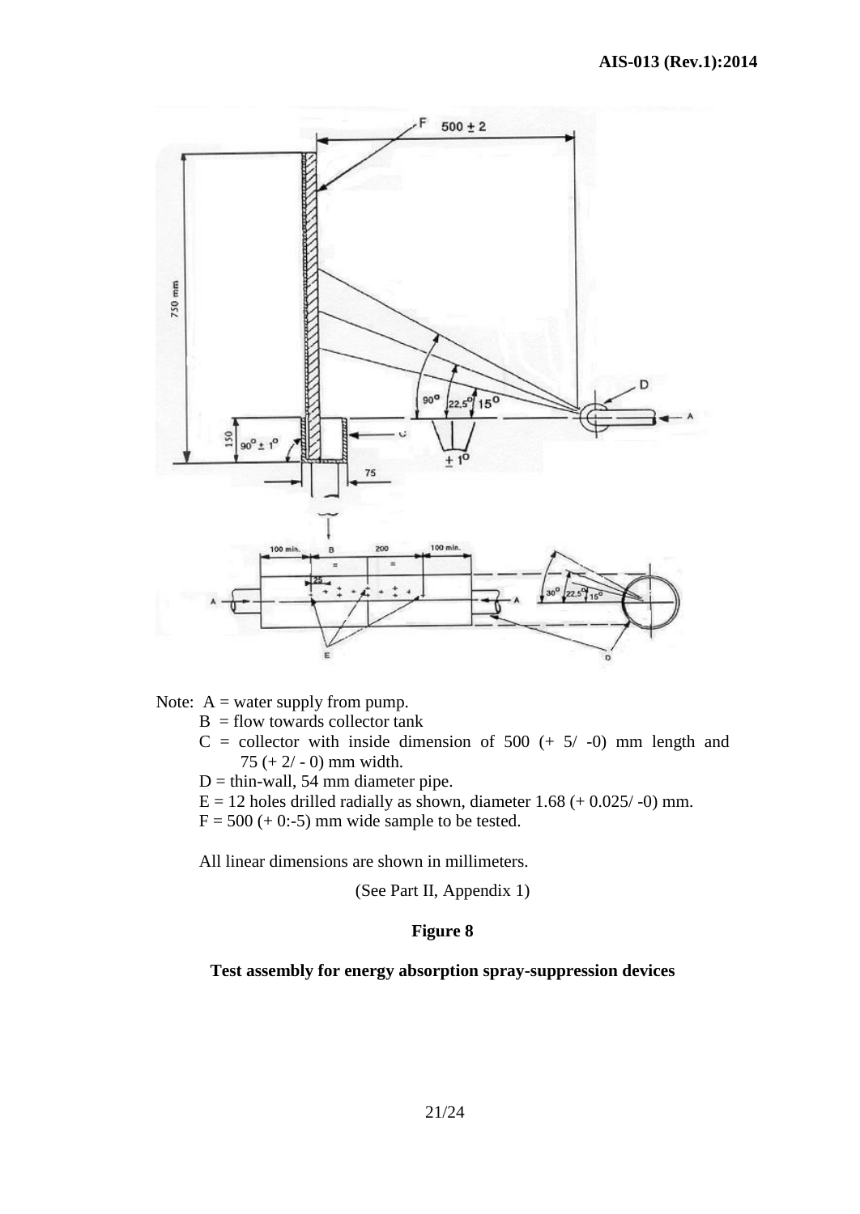Note: A = water supply from pump.

B = flow towards collector tank

C = collector with inside dimension of 500 (+ 5/ -0) mm length and 75 (+ 2/ - 0) mm width.

D = thin-wall, 54 mm diameter pipe.

E = 12 holes drilled radially as shown, diameter 1.68 (+ 0.025/ -0) mm.

F = 500 (+ 0:-5) mm wide sample to be tested.

All linear dimensions are shown in millimeters.

(See Part II, Appendix 1)

**Figure 8**

**Test assembly for energy absorption spray-suppression devices**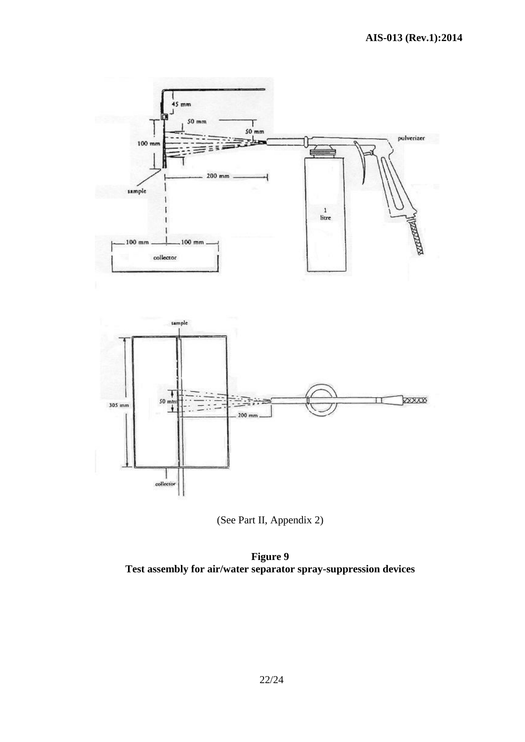(See Part II, Appendix 2)

**Figure 9**
**Test assembly for air/water separator spray-suppression devices**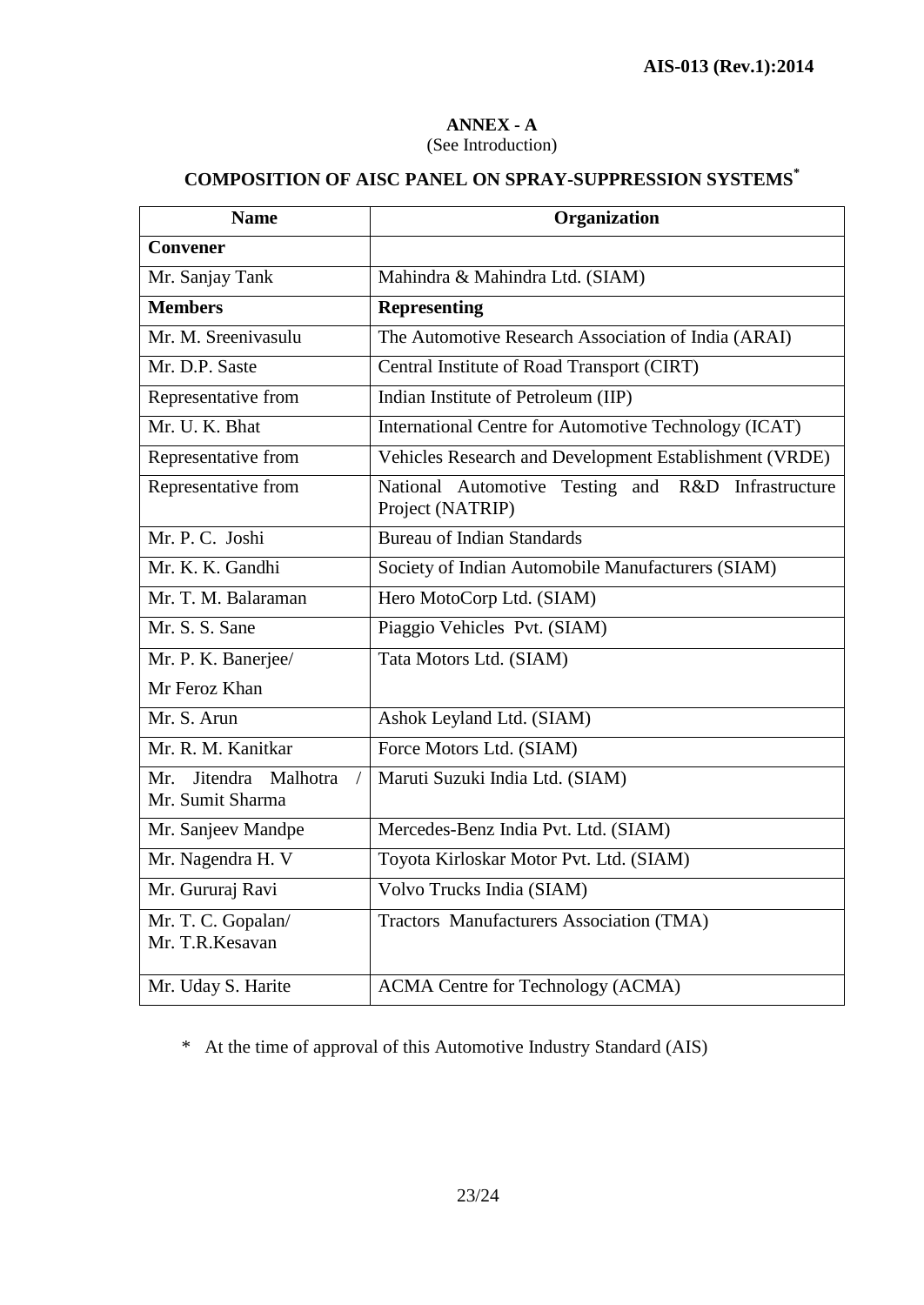## ANNEX - A

(See Introduction)

## COMPOSITION OF AISC PANEL ON SPRAY-SUPPRESSION SYSTEMS*

| Name | Organization |
|---|---|
| **Convener** | |
| Mr. Sanjay Tank | Mahindra & Mahindra Ltd. (SIAM) |
| **Members** | **Representing** |
| Mr. M. Sreenivasulu | The Automotive Research Association of India (ARAI) |
| Mr. D.P. Saste | Central Institute of Road Transport (CIRT) |
| Representative from | Indian Institute of Petroleum (IIP) |
| Mr. U. K. Bhat | International Centre for Automotive Technology (ICAT) |
| Representative from | Vehicles Research and Development Establishment (VRDE) |
| Representative from | National Automotive Testing and R&D Infrastructure Project (NATRIP) |
| Mr. P. C. Joshi | Bureau of Indian Standards |
| Mr. K. K. Gandhi | Society of Indian Automobile Manufacturers (SIAM) |
| Mr. T. M. Balaraman | Hero MotoCorp Ltd. (SIAM) |
| Mr. S. S. Sane | Piaggio Vehicles Pvt. (SIAM) |
| Mr. P. K. Banerjee/ Mr Feroz Khan | Tata Motors Ltd. (SIAM) |
| Mr. S. Arun | Ashok Leyland Ltd. (SIAM) |
| Mr. R. M. Kanitkar | Force Motors Ltd. (SIAM) |
| Mr. Jitendra Malhotra / Mr. Sumit Sharma | Maruti Suzuki India Ltd. (SIAM) |
| Mr. Sanjeev Mandpe | Mercedes-Benz India Pvt. Ltd. (SIAM) |
| Mr. Nagendra H. V | Toyota Kirloskar Motor Pvt. Ltd. (SIAM) |
| Mr. Gururaj Ravi | Volvo Trucks India (SIAM) |
| Mr. T. C. Gopalan/ Mr. T.R.Kesavan | Tractors Manufacturers Association (TMA) |
| Mr. Uday S. Harite | ACMA Centre for Technology (ACMA) |

\* At the time of approval of this Automotive Industry Standard (AIS)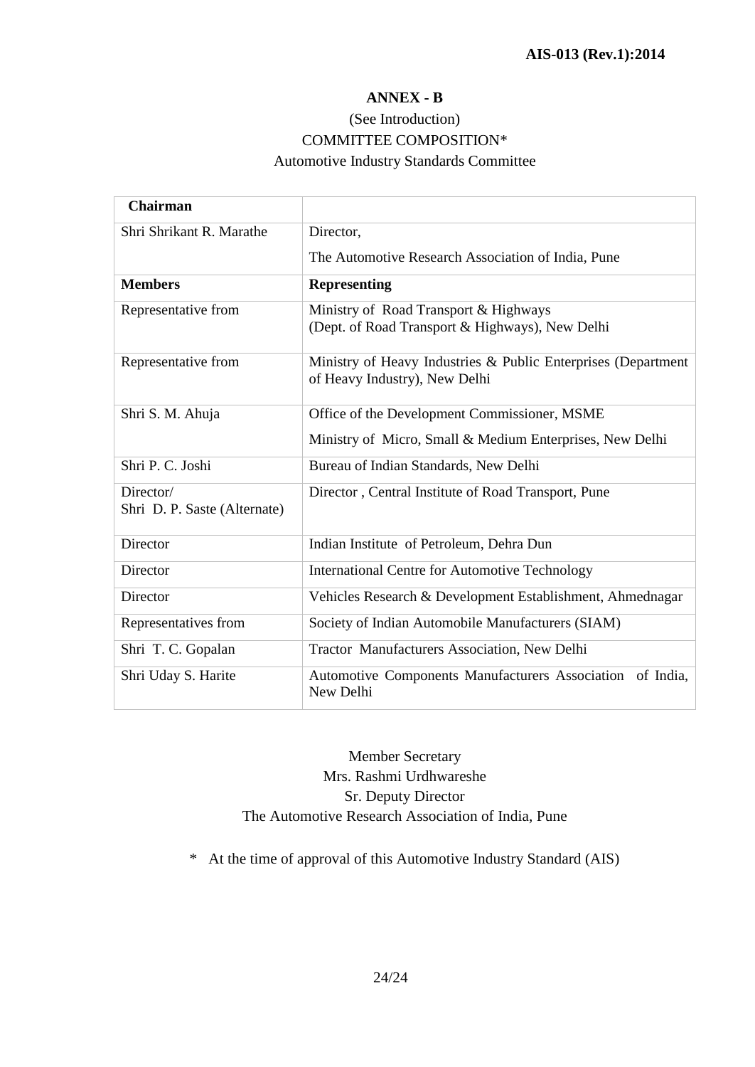## ANNEX - B

(See Introduction)

COMMITTEE COMPOSITION*

Automotive Industry Standards Committee

| Chairman | |
|---|---|
| Shri Shrikant R. Marathe | Director,<br>The Automotive Research Association of India, Pune |
| **Members** | **Representing** |
| Representative from | Ministry of Road Transport & Highways (Dept. of Road Transport & Highways), New Delhi |
| Representative from | Ministry of Heavy Industries & Public Enterprises (Department of Heavy Industry), New Delhi |
| Shri S. M. Ahuja | Office of the Development Commissioner, MSME<br>Ministry of Micro, Small & Medium Enterprises, New Delhi |
| Shri P. C. Joshi | Bureau of Indian Standards, New Delhi |
| Director/<br>Shri D. P. Saste (Alternate) | Director , Central Institute of Road Transport, Pune |
| Director | Indian Institute of Petroleum, Dehra Dun |
| Director | International Centre for Automotive Technology |
| Director | Vehicles Research & Development Establishment, Ahmednagar |
| Representatives from | Society of Indian Automobile Manufacturers (SIAM) |
| Shri T. C. Gopalan | Tractor Manufacturers Association, New Delhi |
| Shri Uday S. Harite | Automotive Components Manufacturers Association of India, New Delhi |

Member Secretary
Mrs. Rashmi Urdhwareshe
Sr. Deputy Director
The Automotive Research Association of India, Pune

\* At the time of approval of this Automotive Industry Standard (AIS)